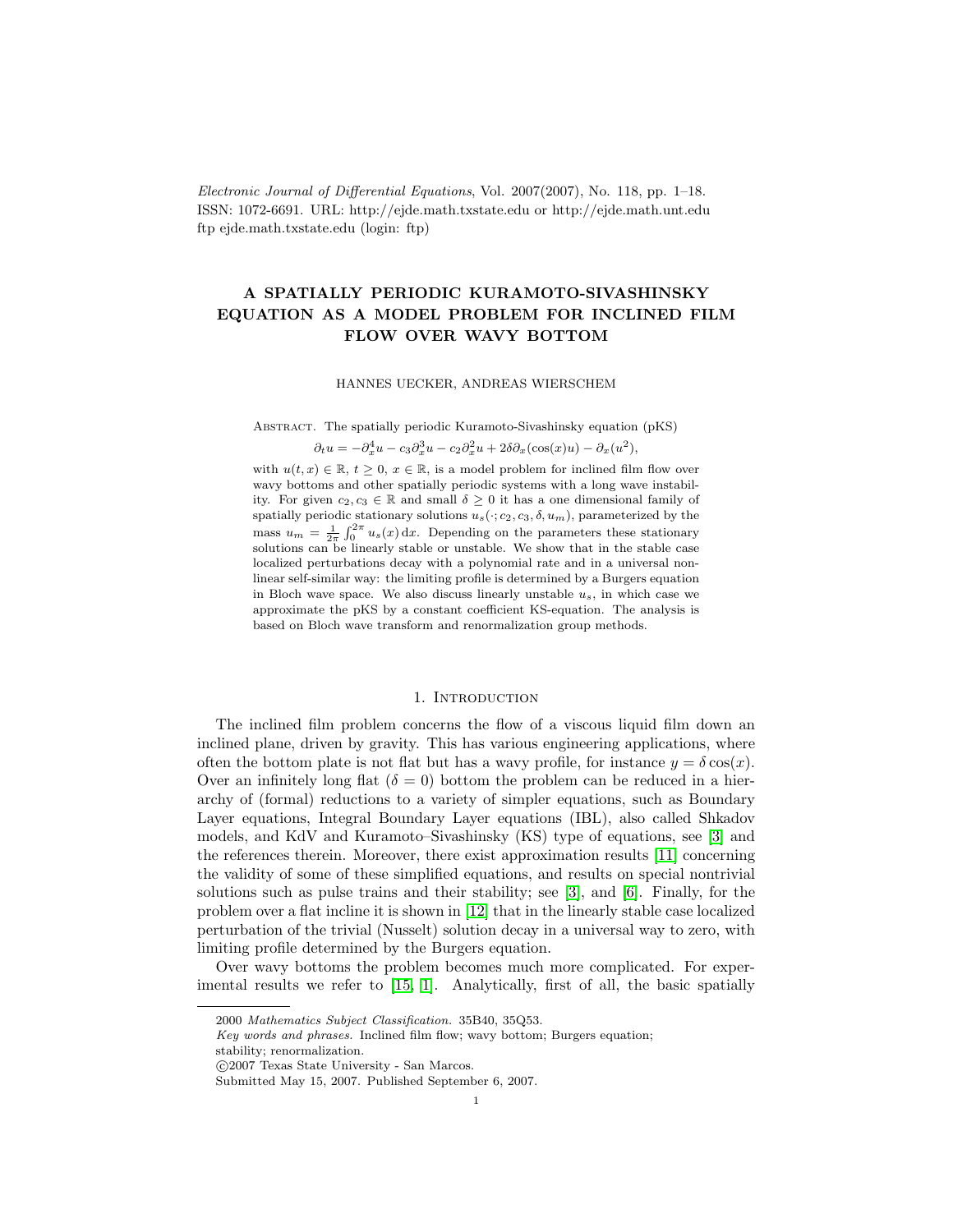Electronic Journal of Differential Equations, Vol. 2007(2007), No. 118, pp. 1–18.
ISSN: 1072-6691. URL: http://ejde.math.txstate.edu or http://ejde.math.unt.edu
ftp ejde.math.txstate.edu (login: ftp)

# A SPATIALLY PERIODIC KURAMOTO-SIVASHINSKY EQUATION AS A MODEL PROBLEM FOR INCLINED FILM FLOW OVER WAVY BOTTOM

HANNES UECKER, ANDREAS WIERSCHEM

Abstract. The spatially periodic Kuramoto-Sivashinsky equation (pKS)

$$\partial_t u = -\partial_x^4 u - c_3 \partial_x^3 u - c_2 \partial_x^2 u + 2\delta \partial_x(\cos(x)u) - \partial_x(u^2),$$

with $u(t, x) \in \mathbb{R}$, $t \geq 0$, $x \in \mathbb{R}$, is a model problem for inclined film flow over wavy bottoms and other spatially periodic systems with a long wave instability. For given $c_2, c_3 \in \mathbb{R}$ and small $\delta \geq 0$ it has a one dimensional family of spatially periodic stationary solutions $u_s(\cdot; c_2, c_3, \delta, u_m)$, parameterized by the mass $u_m = \frac{1}{2\pi} \int_0^{2\pi} u_s(x)\, dx$. Depending on the parameters these stationary solutions can be linearly stable or unstable. We show that in the stable case localized perturbations decay with a polynomial rate and in a universal nonlinear self-similar way: the limiting profile is determined by a Burgers equation in Bloch wave space. We also discuss linearly unstable $u_s$, in which case we approximate the pKS by a constant coefficient KS-equation. The analysis is based on Bloch wave transform and renormalization group methods.

## 1. Introduction

The inclined film problem concerns the flow of a viscous liquid film down an inclined plane, driven by gravity. This has various engineering applications, where often the bottom plate is not flat but has a wavy profile, for instance $y = \delta \cos(x)$. Over an infinitely long flat ($\delta = 0$) bottom the problem can be reduced in a hierarchy of (formal) reductions to a variety of simpler equations, such as Boundary Layer equations, Integral Boundary Layer equations (IBL), also called Shkadov models, and KdV and Kuramoto–Sivashinsky (KS) type of equations, see [3] and the references therein. Moreover, there exist approximation results [11] concerning the validity of some of these simplified equations, and results on special nontrivial solutions such as pulse trains and their stability; see [3], and [6]. Finally, for the problem over a flat incline it is shown in [12] that in the linearly stable case localized perturbation of the trivial (Nusselt) solution decay in a universal way to zero, with limiting profile determined by the Burgers equation.

Over wavy bottoms the problem becomes much more complicated. For experimental results we refer to [15, 1]. Analytically, first of all, the basic spatially

---

2000 *Mathematics Subject Classification.* 35B40, 35Q53.
*Key words and phrases.* Inclined film flow; wavy bottom; Burgers equation; stability; renormalization.
©2007 Texas State University - San Marcos.
Submitted May 15, 2007. Published September 6, 2007.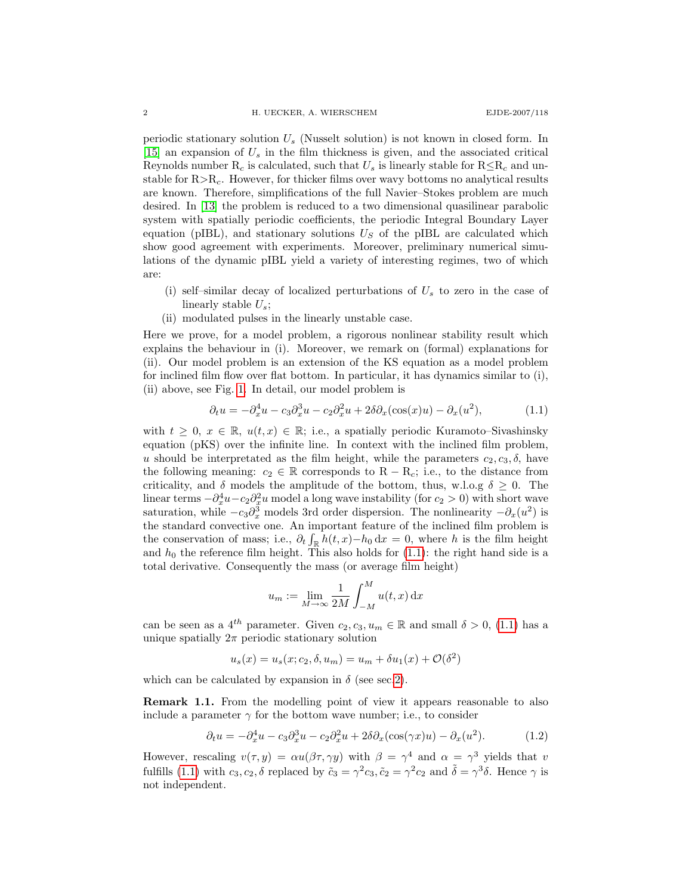periodic stationary solution $U_s$ (Nusselt solution) is not known in closed form. In [15] an expansion of $U_s$ in the film thickness is given, and the associated critical Reynolds number $\mathrm{R}_c$ is calculated, such that $U_s$ is linearly stable for $\mathrm{R}\leq\mathrm{R}_c$ and unstable for $\mathrm{R}>\mathrm{R}_c$. However, for thicker films over wavy bottoms no analytical results are known. Therefore, simplifications of the full Navier–Stokes problem are much desired. In [13] the problem is reduced to a two dimensional quasilinear parabolic system with spatially periodic coefficients, the periodic Integral Boundary Layer equation (pIBL), and stationary solutions $U_S$ of the pIBL are calculated which show good agreement with experiments. Moreover, preliminary numerical simulations of the dynamic pIBL yield a variety of interesting regimes, two of which are:

- (i) self–similar decay of localized perturbations of $U_s$ to zero in the case of linearly stable $U_s$;
- (ii) modulated pulses in the linearly unstable case.

Here we prove, for a model problem, a rigorous nonlinear stability result which explains the behaviour in (i). Moreover, we remark on (formal) explanations for (ii). Our model problem is an extension of the KS equation as a model problem for inclined film flow over flat bottom. In particular, it has dynamics similar to (i), (ii) above, see Fig. 1. In detail, our model problem is

$$\partial_t u = -\partial_x^4 u - c_3\partial_x^3 u - c_2\partial_x^2 u + 2\delta\partial_x(\cos(x)u) - \partial_x(u^2), \tag{1.1}$$

with $t \geq 0$, $x \in \mathbb{R}$, $u(t,x) \in \mathbb{R}$; i.e., a spatially periodic Kuramoto–Sivashinsky equation (pKS) over the infinite line. In context with the inclined film problem, $u$ should be interpretated as the film height, while the parameters $c_2, c_3, \delta$, have the following meaning: $c_2 \in \mathbb{R}$ corresponds to $\mathrm{R} - \mathrm{R}_c$; i.e., to the distance from criticality, and $\delta$ models the amplitude of the bottom, thus, w.l.o.g $\delta \geq 0$. The linear terms $-\partial_x^4 u - c_2\partial_x^2 u$ model a long wave instability (for $c_2 > 0$) with short wave saturation, while $-c_3\partial_x^3$ models 3rd order dispersion. The nonlinearity $-\partial_x(u^2)$ is the standard convective one. An important feature of the inclined film problem is the conservation of mass; i.e., $\partial_t \int_{\mathbb{R}} h(t,x) - h_0 \,\mathrm{d}x = 0$, where $h$ is the film height and $h_0$ the reference film height. This also holds for (1.1): the right hand side is a total derivative. Consequently the mass (or average film height)

$$u_m := \lim_{M\to\infty} \frac{1}{2M}\int_{-M}^{M} u(t,x)\,\mathrm{d}x$$

can be seen as a $4^{th}$ parameter. Given $c_2, c_3, u_m \in \mathbb{R}$ and small $\delta > 0$, (1.1) has a unique spatially $2\pi$ periodic stationary solution

$$u_s(x) = u_s(x; c_2, \delta, u_m) = u_m + \delta u_1(x) + \mathcal{O}(\delta^2)$$

which can be calculated by expansion in $\delta$ (see sec.2).

**Remark 1.1.** From the modelling point of view it appears reasonable to also include a parameter $\gamma$ for the bottom wave number; i.e., to consider

$$\partial_t u = -\partial_x^4 u - c_3\partial_x^3 u - c_2\partial_x^2 u + 2\delta\partial_x(\cos(\gamma x)u) - \partial_x(u^2). \tag{1.2}$$

However, rescaling $v(\tau, y) = \alpha u(\beta\tau, \gamma y)$ with $\beta = \gamma^4$ and $\alpha = \gamma^3$ yields that $v$ fulfills (1.1) with $c_3, c_2, \delta$ replaced by $\tilde{c}_3 = \gamma^2 c_3$, $\tilde{c}_2 = \gamma^2 c_2$ and $\tilde{\delta} = \gamma^3\delta$. Hence $\gamma$ is not independent.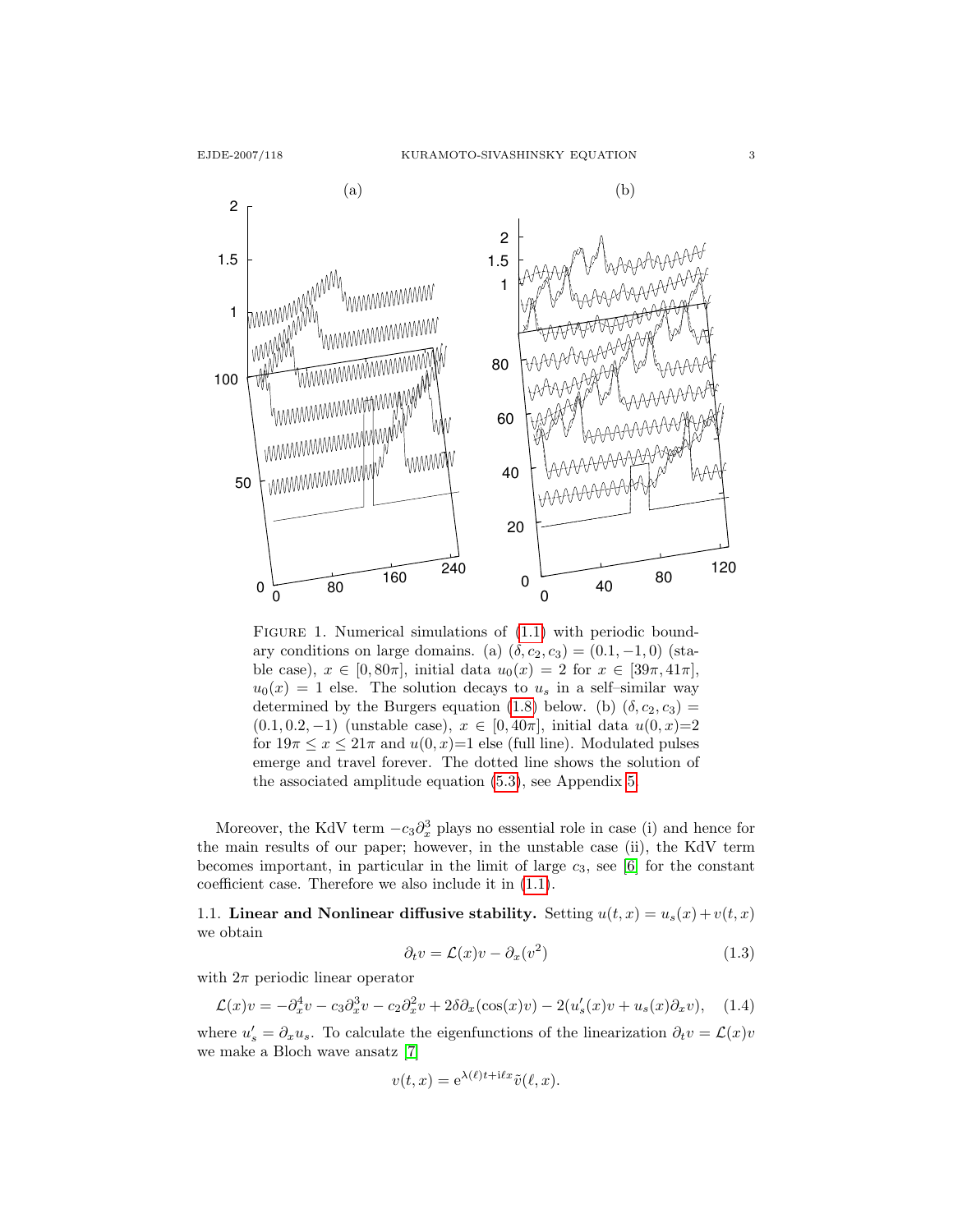Figure 1. Numerical simulations of (1.1) with periodic boundary conditions on large domains. (a) $(\delta, c_2, c_3) = (0.1, -1, 0)$ (stable case), $x \in [0, 80\pi]$, initial data $u_0(x) = 2$ for $x \in [39\pi, 41\pi]$, $u_0(x) = 1$ else. The solution decays to $u_s$ in a self–similar way determined by the Burgers equation (1.8) below. (b) $(\delta, c_2, c_3) = (0.1, 0.2, -1)$ (unstable case), $x \in [0, 40\pi]$, initial data $u(0, x)$=2 for $19\pi \leq x \leq 21\pi$ and $u(0, x)$=1 else (full line). Modulated pulses emerge and travel forever. The dotted line shows the solution of the associated amplitude equation (5.3), see Appendix 5.

Moreover, the KdV term $-c_3\partial_x^3$ plays no essential role in case (i) and hence for the main results of our paper; however, in the unstable case (ii), the KdV term becomes important, in particular in the limit of large $c_3$, see [6] for the constant coefficient case. Therefore we also include it in (1.1).

### 1.1. Linear and Nonlinear diffusive stability.

Setting $u(t, x) = u_s(x) + v(t, x)$ we obtain

$$\partial_t v = \mathcal{L}(x)v - \partial_x(v^2) \tag{1.3}$$

with $2\pi$ periodic linear operator

$$\mathcal{L}(x)v = -\partial_x^4 v - c_3\partial_x^3 v - c_2\partial_x^2 v + 2\delta\partial_x(\cos(x)v) - 2(u_s'(x)v + u_s(x)\partial_x v), \tag{1.4}$$

where $u_s' = \partial_x u_s$. To calculate the eigenfunctions of the linearization $\partial_t v = \mathcal{L}(x)v$ we make a Bloch wave ansatz [7]

$$v(t, x) = \mathrm{e}^{\lambda(\ell)t + \mathrm{i}\ell x}\tilde{v}(\ell, x).$$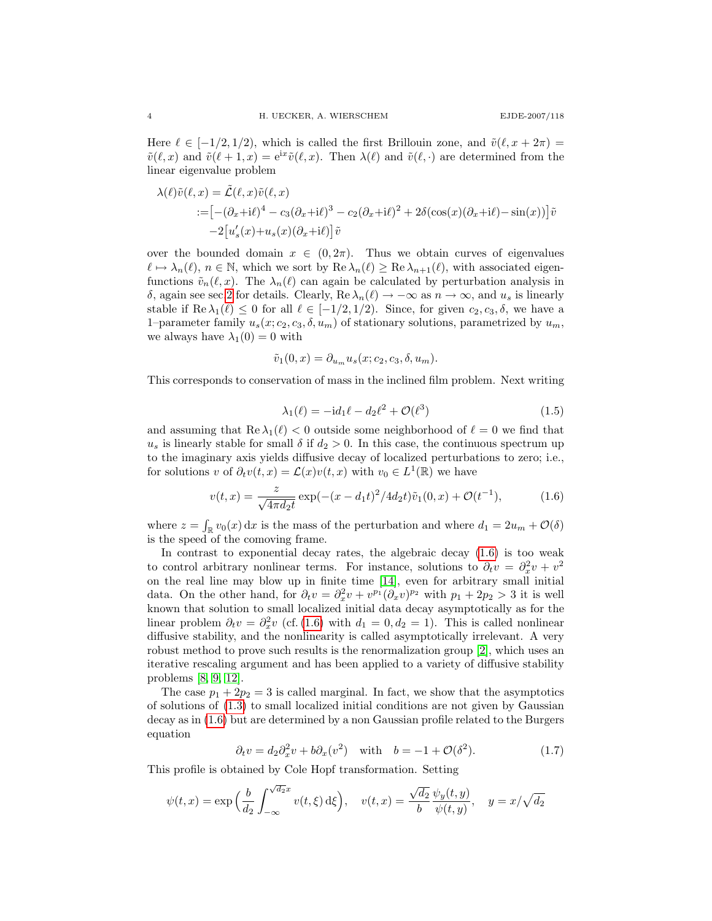Here $\ell \in [-1/2, 1/2)$, which is called the first Brillouin zone, and $\tilde{v}(\ell, x+2\pi) = \tilde{v}(\ell, x)$ and $\tilde{v}(\ell+1, x) = e^{ix}\tilde{v}(\ell, x)$. Then $\lambda(\ell)$ and $\tilde{v}(\ell, \cdot)$ are determined from the linear eigenvalue problem

$$
\begin{aligned}
\lambda(\ell)\tilde{v}(\ell, x) &= \tilde{\mathcal{L}}(\ell, x)\tilde{v}(\ell, x) \\
&:= \big[-(\partial_x + i\ell)^4 - c_3(\partial_x + i\ell)^3 - c_2(\partial_x + i\ell)^2 + 2\delta(\cos(x)(\partial_x + i\ell) - \sin(x))\big]\tilde{v} \\
&\quad -2\big[u_s'(x) + u_s(x)(\partial_x + i\ell)\big]\tilde{v}
\end{aligned}
$$

over the bounded domain $x \in (0, 2\pi)$. Thus we obtain curves of eigenvalues $\ell \mapsto \lambda_n(\ell)$, $n \in \mathbb{N}$, which we sort by $\operatorname{Re}\lambda_n(\ell) \geq \operatorname{Re}\lambda_{n+1}(\ell)$, with associated eigenfunctions $\tilde{v}_n(\ell, x)$. The $\lambda_n(\ell)$ can again be calculated by perturbation analysis in $\delta$, again see sec 2 for details. Clearly, $\operatorname{Re}\lambda_n(\ell) \to -\infty$ as $n \to \infty$, and $u_s$ is linearly stable if $\operatorname{Re}\lambda_1(\ell) \leq 0$ for all $\ell \in [-1/2, 1/2)$. Since, for given $c_2, c_3, \delta$, we have a 1–parameter family $u_s(x; c_2, c_3, \delta, u_m)$ of stationary solutions, parametrized by $u_m$, we always have $\lambda_1(0) = 0$ with

$$
\tilde{v}_1(0, x) = \partial_{u_m} u_s(x; c_2, c_3, \delta, u_m).
$$

This corresponds to conservation of mass in the inclined film problem. Next writing

$$
\lambda_1(\ell) = -i d_1 \ell - d_2 \ell^2 + \mathcal{O}(\ell^3) \tag{1.5}
$$

and assuming that $\operatorname{Re}\lambda_1(\ell) < 0$ outside some neighborhood of $\ell = 0$ we find that $u_s$ is linearly stable for small $\delta$ if $d_2 > 0$. In this case, the continuous spectrum up to the imaginary axis yields diffusive decay of localized perturbations to zero; i.e., for solutions $v$ of $\partial_t v(t, x) = \mathcal{L}(x)v(t, x)$ with $v_0 \in L^1(\mathbb{R})$ we have

$$
v(t, x) = \frac{z}{\sqrt{4\pi d_2 t}} \exp(-(x - d_1 t)^2 / 4 d_2 t)\tilde{v}_1(0, x) + \mathcal{O}(t^{-1}), \tag{1.6}
$$

where $z = \int_{\mathbb{R}} v_0(x)\,dx$ is the mass of the perturbation and where $d_1 = 2u_m + \mathcal{O}(\delta)$ is the speed of the comoving frame.

In contrast to exponential decay rates, the algebraic decay (1.6) is too weak to control arbitrary nonlinear terms. For instance, solutions to $\partial_t v = \partial_x^2 v + v^2$ on the real line may blow up in finite time [14], even for arbitrary small initial data. On the other hand, for $\partial_t v = \partial_x^2 v + v^{p_1}(\partial_x v)^{p_2}$ with $p_1 + 2p_2 > 3$ it is well known that solution to small localized initial data decay asymptotically as for the linear problem $\partial_t v = \partial_x^2 v$ (cf. (1.6) with $d_1 = 0, d_2 = 1$). This is called nonlinear diffusive stability, and the nonlinearity is called asymptotically irrelevant. A very robust method to prove such results is the renormalization group [2], which uses an iterative rescaling argument and has been applied to a variety of diffusive stability problems [8, 9, 12].

The case $p_1 + 2p_2 = 3$ is called marginal. In fact, we show that the asymptotics of solutions of (1.3) to small localized initial conditions are not given by Gaussian decay as in (1.6) but are determined by a non Gaussian profile related to the Burgers equation

$$
\partial_t v = d_2 \partial_x^2 v + b\partial_x(v^2) \quad \text{with} \quad b = -1 + \mathcal{O}(\delta^2). \tag{1.7}
$$

This profile is obtained by Cole Hopf transformation. Setting

$$
\psi(t, x) = \exp\Big(\frac{b}{d_2}\int_{-\infty}^{\sqrt{d_2}x} v(t, \xi)\,d\xi\Big), \quad v(t, x) = \frac{\sqrt{d_2}}{b}\frac{\psi_y(t, y)}{\psi(t, y)}, \quad y = x/\sqrt{d_2}
$$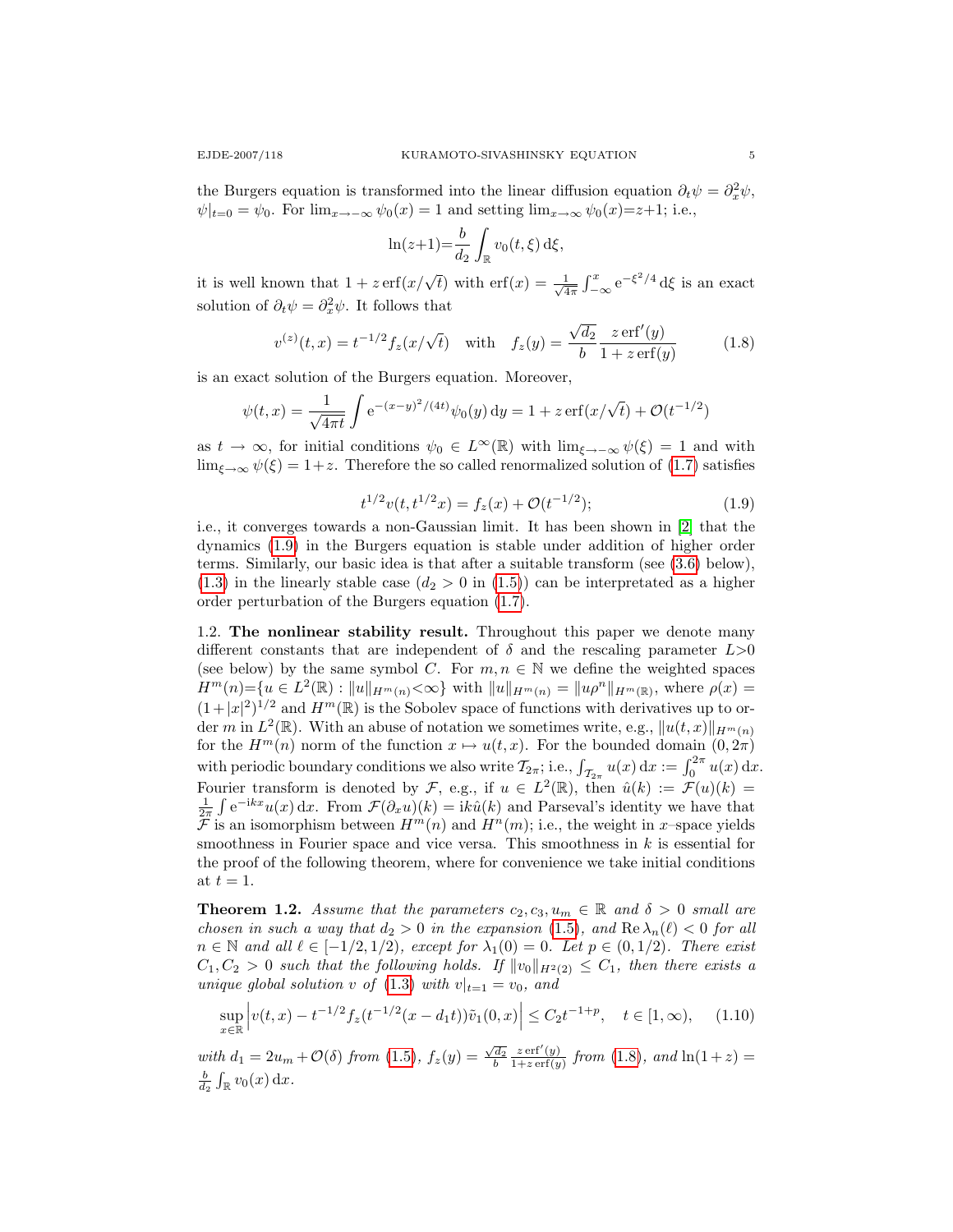the Burgers equation is transformed into the linear diffusion equation $\partial_t \psi = \partial_x^2 \psi$, $\psi|_{t=0} = \psi_0$. For $\lim_{x\to-\infty} \psi_0(x) = 1$ and setting $\lim_{x\to\infty} \psi_0(x) = z+1$; i.e.,

$$\ln(z+1) = \frac{b}{d_2} \int_{\mathbb{R}} v_0(t,\xi)\,\mathrm{d}\xi,$$

it is well known that $1 + z\,\mathrm{erf}(x/\sqrt{t})$ with $\mathrm{erf}(x) = \frac{1}{\sqrt{4\pi}} \int_{-\infty}^{x} \mathrm{e}^{-\xi^2/4}\,\mathrm{d}\xi$ is an exact solution of $\partial_t \psi = \partial_x^2 \psi$. It follows that

$$v^{(z)}(t,x) = t^{-1/2} f_z(x/\sqrt{t}) \quad \text{with} \quad f_z(y) = \frac{\sqrt{d_2}}{b} \frac{z\,\mathrm{erf}'(y)}{1 + z\,\mathrm{erf}(y)} \tag{1.8}$$

is an exact solution of the Burgers equation. Moreover,

$$\psi(t,x) = \frac{1}{\sqrt{4\pi t}} \int \mathrm{e}^{-(x-y)^2/(4t)} \psi_0(y)\,\mathrm{d}y = 1 + z\,\mathrm{erf}(x/\sqrt{t}) + \mathcal{O}(t^{-1/2})$$

as $t \to \infty$, for initial conditions $\psi_0 \in L^\infty(\mathbb{R})$ with $\lim_{\xi\to-\infty} \psi(\xi) = 1$ and with $\lim_{\xi\to\infty} \psi(\xi) = 1+z$. Therefore the so called renormalized solution of (1.7) satisfies

$$t^{1/2} v(t, t^{1/2} x) = f_z(x) + \mathcal{O}(t^{-1/2}); \tag{1.9}$$

i.e., it converges towards a non-Gaussian limit. It has been shown in [2] that the dynamics (1.9) in the Burgers equation is stable under addition of higher order terms. Similarly, our basic idea is that after a suitable transform (see (3.6) below), (1.3) in the linearly stable case ($d_2 > 0$ in (1.5)) can be interpretated as a higher order perturbation of the Burgers equation (1.7).

1.2. **The nonlinear stability result.** Throughout this paper we denote many different constants that are independent of $\delta$ and the rescaling parameter $L>0$ (see below) by the same symbol $C$. For $m,n \in \mathbb{N}$ we define the weighted spaces $H^m(n) = \{u \in L^2(\mathbb{R}) : \|u\|_{H^m(n)} < \infty\}$ with $\|u\|_{H^m(n)} = \|u\rho^n\|_{H^m(\mathbb{R})}$, where $\rho(x) = (1+|x|^2)^{1/2}$ and $H^m(\mathbb{R})$ is the Sobolev space of functions with derivatives up to order $m$ in $L^2(\mathbb{R})$. With an abuse of notation we sometimes write, e.g., $\|u(t,x)\|_{H^m(n)}$ for the $H^m(n)$ norm of the function $x \mapsto u(t,x)$. For the bounded domain $(0,2\pi)$ with periodic boundary conditions we also write $\mathcal{T}_{2\pi}$; i.e., $\int_{\mathcal{T}_{2\pi}} u(x)\,\mathrm{d}x := \int_0^{2\pi} u(x)\,\mathrm{d}x$. Fourier transform is denoted by $\mathcal{F}$, e.g., if $u \in L^2(\mathbb{R})$, then $\hat{u}(k) := \mathcal{F}(u)(k) = \frac{1}{2\pi} \int \mathrm{e}^{-\mathrm{i}kx} u(x)\,\mathrm{d}x$. From $\mathcal{F}(\partial_x u)(k) = \mathrm{i}k\hat{u}(k)$ and Parseval's identity we have that $\mathcal{F}$ is an isomorphism between $H^m(n)$ and $H^n(m)$; i.e., the weight in $x$–space yields smoothness in Fourier space and vice versa. This smoothness in $k$ is essential for the proof of the following theorem, where for convenience we take initial conditions at $t = 1$.

**Theorem 1.2.** *Assume that the parameters $c_2, c_3, u_m \in \mathbb{R}$ and $\delta > 0$ small are chosen in such a way that $d_2 > 0$ in the expansion (1.5), and $\operatorname{Re}\lambda_n(\ell) < 0$ for all $n \in \mathbb{N}$ and all $\ell \in [-1/2, 1/2)$, except for $\lambda_1(0) = 0$. Let $p \in (0, 1/2)$. There exist $C_1, C_2 > 0$ such that the following holds. If $\|v_0\|_{H^2(2)} \le C_1$, then there exists a unique global solution $v$ of (1.3) with $v|_{t=1} = v_0$, and*

$$\sup_{x\in\mathbb{R}} \Big| v(t,x) - t^{-1/2} f_z(t^{-1/2}(x - d_1 t)) \tilde{v}_1(0,x) \Big| \le C_2 t^{-1+p}, \quad t \in [1,\infty), \tag{1.10}$$

*with $d_1 = 2u_m + \mathcal{O}(\delta)$ from (1.5), $f_z(y) = \frac{\sqrt{d_2}}{b} \frac{z\,\mathrm{erf}'(y)}{1+z\,\mathrm{erf}(y)}$ from (1.8), and $\ln(1+z) = \frac{b}{d_2} \int_{\mathbb{R}} v_0(x)\,\mathrm{d}x$.*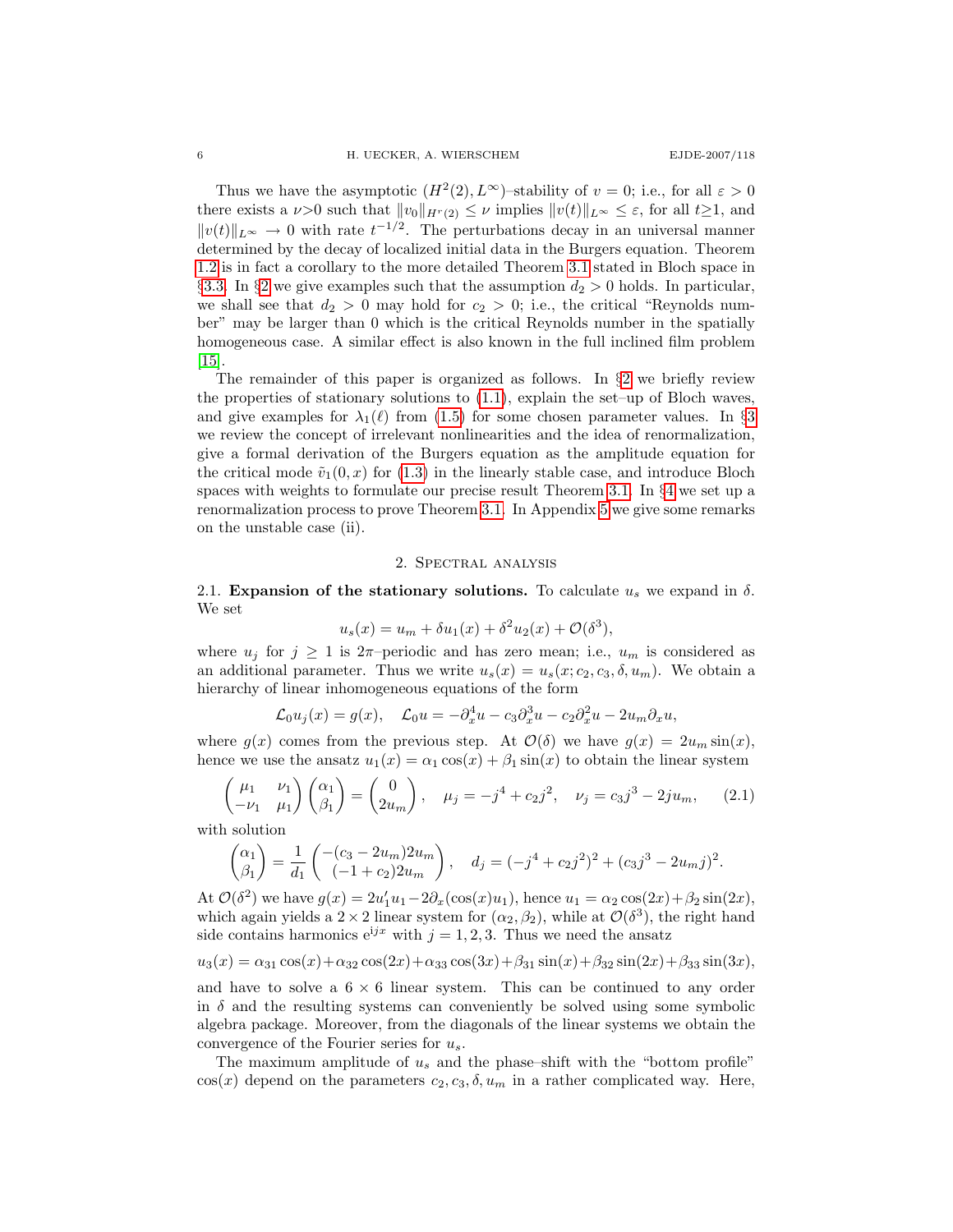Thus we have the asymptotic $(H^2(2), L^\infty)$–stability of $v = 0$; i.e., for all $\varepsilon > 0$ there exists a $\nu > 0$ such that $\|v_0\|_{H^r(2)} \le \nu$ implies $\|v(t)\|_{L^\infty} \le \varepsilon$, for all $t \ge 1$, and $\|v(t)\|_{L^\infty} \to 0$ with rate $t^{-1/2}$. The perturbations decay in an universal manner determined by the decay of localized initial data in the Burgers equation. Theorem 1.2 is in fact a corollary to the more detailed Theorem 3.1 stated in Bloch space in §3.3. In §2 we give examples such that the assumption $d_2 > 0$ holds. In particular, we shall see that $d_2 > 0$ may hold for $c_2 > 0$; i.e., the critical "Reynolds number" may be larger than 0 which is the critical Reynolds number in the spatially homogeneous case. A similar effect is also known in the full inclined film problem [15].

The remainder of this paper is organized as follows. In §2 we briefly review the properties of stationary solutions to (1.1), explain the set–up of Bloch waves, and give examples for $\lambda_1(\ell)$ from (1.5) for some chosen parameter values. In §3 we review the concept of irrelevant nonlinearities and the idea of renormalization, give a formal derivation of the Burgers equation as the amplitude equation for the critical mode $\tilde{v}_1(0, x)$ for (1.3) in the linearly stable case, and introduce Bloch spaces with weights to formulate our precise result Theorem 3.1. In §4 we set up a renormalization process to prove Theorem 3.1. In Appendix 5 we give some remarks on the unstable case (ii).

## 2. Spectral analysis

**2.1. Expansion of the stationary solutions.** To calculate $u_s$ we expand in $\delta$. We set

$$u_s(x) = u_m + \delta u_1(x) + \delta^2 u_2(x) + \mathcal{O}(\delta^3),$$

where $u_j$ for $j \ge 1$ is $2\pi$–periodic and has zero mean; i.e., $u_m$ is considered as an additional parameter. Thus we write $u_s(x) = u_s(x; c_2, c_3, \delta, u_m)$. We obtain a hierarchy of linear inhomogeneous equations of the form

$$\mathcal{L}_0 u_j(x) = g(x), \quad \mathcal{L}_0 u = -\partial_x^4 u - c_3 \partial_x^3 u - c_2 \partial_x^2 u - 2u_m \partial_x u,$$

where $g(x)$ comes from the previous step. At $\mathcal{O}(\delta)$ we have $g(x) = 2u_m \sin(x)$, hence we use the ansatz $u_1(x) = \alpha_1 \cos(x) + \beta_1 \sin(x)$ to obtain the linear system

$$\begin{pmatrix} \mu_1 & \nu_1 \\ -\nu_1 & \mu_1 \end{pmatrix} \begin{pmatrix} \alpha_1 \\ \beta_1 \end{pmatrix} = \begin{pmatrix} 0 \\ 2u_m \end{pmatrix}, \quad \mu_j = -j^4 + c_2 j^2, \quad \nu_j = c_3 j^3 - 2j u_m, \tag{2.1}$$

with solution

$$\begin{pmatrix} \alpha_1 \\ \beta_1 \end{pmatrix} = \frac{1}{d_1} \begin{pmatrix} -(c_3 - 2u_m)2u_m \\ (-1 + c_2)2u_m \end{pmatrix}, \quad d_j = (-j^4 + c_2 j^2)^2 + (c_3 j^3 - 2u_m j)^2.$$

At $\mathcal{O}(\delta^2)$ we have $g(x) = 2u_1' u_1 - 2\partial_x(\cos(x) u_1)$, hence $u_1 = \alpha_2 \cos(2x) + \beta_2 \sin(2x)$, which again yields a $2 \times 2$ linear system for $(\alpha_2, \beta_2)$, while at $\mathcal{O}(\delta^3)$, the right hand side contains harmonics $\mathrm{e}^{\mathrm{i}jx}$ with $j = 1, 2, 3$. Thus we need the ansatz

$$u_3(x) = \alpha_{31}\cos(x) + \alpha_{32}\cos(2x) + \alpha_{33}\cos(3x) + \beta_{31}\sin(x) + \beta_{32}\sin(2x) + \beta_{33}\sin(3x),$$

and have to solve a $6 \times 6$ linear system. This can be continued to any order in $\delta$ and the resulting systems can conveniently be solved using some symbolic algebra package. Moreover, from the diagonals of the linear systems we obtain the convergence of the Fourier series for $u_s$.

The maximum amplitude of $u_s$ and the phase–shift with the "bottom profile" $\cos(x)$ depend on the parameters $c_2, c_3, \delta, u_m$ in a rather complicated way. Here,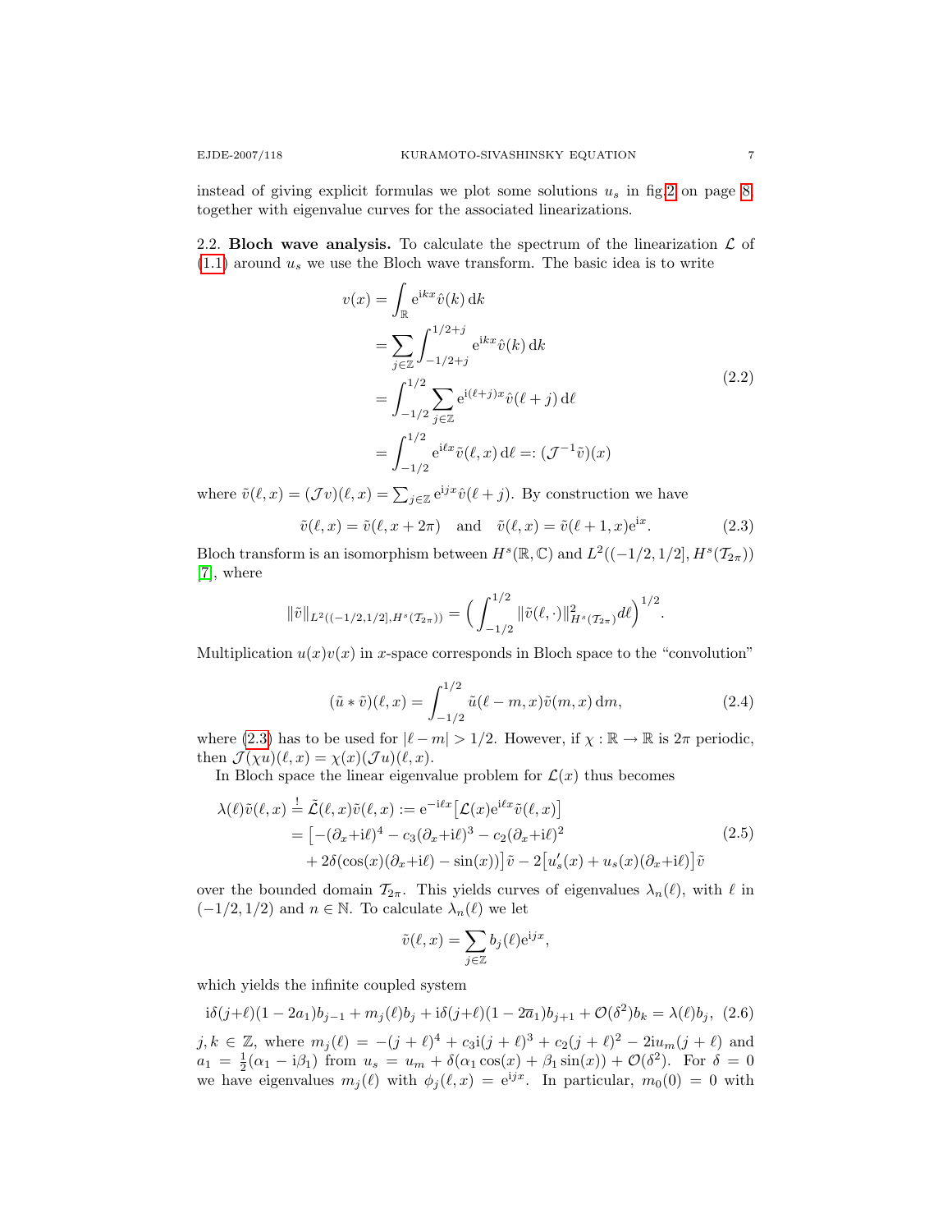instead of giving explicit formulas we plot some solutions $u_s$ in fig.2 on page 8, together with eigenvalue curves for the associated linearizations.

**2.2. Bloch wave analysis.** To calculate the spectrum of the linearization $\mathcal{L}$ of (1.1) around $u_s$ we use the Bloch wave transform. The basic idea is to write

$$
\begin{aligned}
v(x) &= \int_{\mathbb{R}} \mathrm{e}^{\mathrm{i}kx}\hat{v}(k)\,\mathrm{d}k \\
&= \sum_{j\in\mathbb{Z}} \int_{-1/2+j}^{1/2+j} \mathrm{e}^{\mathrm{i}kx}\hat{v}(k)\,\mathrm{d}k \\
&= \int_{-1/2}^{1/2} \sum_{j\in\mathbb{Z}} \mathrm{e}^{\mathrm{i}(\ell+j)x}\hat{v}(\ell+j)\,\mathrm{d}\ell \\
&= \int_{-1/2}^{1/2} \mathrm{e}^{\mathrm{i}\ell x}\tilde{v}(\ell,x)\,\mathrm{d}\ell =: (\mathcal{J}^{-1}\tilde{v})(x)
\end{aligned}
\tag{2.2}
$$

where $\tilde{v}(\ell,x) = (\mathcal{J}v)(\ell,x) = \sum_{j\in\mathbb{Z}} \mathrm{e}^{\mathrm{i}jx}\hat{v}(\ell+j)$. By construction we have

$$
\tilde{v}(\ell,x) = \tilde{v}(\ell,x+2\pi) \quad \text{and} \quad \tilde{v}(\ell,x) = \tilde{v}(\ell+1,x)\mathrm{e}^{\mathrm{i}x}. \tag{2.3}
$$

Bloch transform is an isomorphism between $H^s(\mathbb{R},\mathbb{C})$ and $L^2((-1/2,1/2],H^s(\mathcal{T}_{2\pi}))$ [7], where

$$
\|\tilde{v}\|_{L^2((-1/2,1/2],H^s(\mathcal{T}_{2\pi}))} = \Big(\int_{-1/2}^{1/2} \|\tilde{v}(\ell,\cdot)\|^2_{H^s(\mathcal{T}_{2\pi})} d\ell\Big)^{1/2}.
$$

Multiplication $u(x)v(x)$ in $x$-space corresponds in Bloch space to the "convolution"

$$
(\tilde{u} * \tilde{v})(\ell,x) = \int_{-1/2}^{1/2} \tilde{u}(\ell-m,x)\tilde{v}(m,x)\,\mathrm{d}m, \tag{2.4}
$$

where (2.3) has to be used for $|\ell-m| > 1/2$. However, if $\chi : \mathbb{R} \to \mathbb{R}$ is $2\pi$ periodic, then $\mathcal{J}(\chi u)(\ell,x) = \chi(x)(\mathcal{J}u)(\ell,x)$.

In Bloch space the linear eigenvalue problem for $\mathcal{L}(x)$ thus becomes

$$
\begin{aligned}
\lambda(\ell)\tilde{v}(\ell,x) &\overset{!}{=} \tilde{\mathcal{L}}(\ell,x)\tilde{v}(\ell,x) := \mathrm{e}^{-\mathrm{i}\ell x}\big[\mathcal{L}(x)\mathrm{e}^{\mathrm{i}\ell x}\tilde{v}(\ell,x)\big] \\
&= \big[-(\partial_x+\mathrm{i}\ell)^4 - c_3(\partial_x+\mathrm{i}\ell)^3 - c_2(\partial_x+\mathrm{i}\ell)^2 \\
&\quad + 2\delta(\cos(x)(\partial_x+\mathrm{i}\ell) - \sin(x))\big]\tilde{v} - 2\big[u_s'(x) + u_s(x)(\partial_x+\mathrm{i}\ell)\big]\tilde{v}
\end{aligned}
\tag{2.5}
$$

over the bounded domain $\mathcal{T}_{2\pi}$. This yields curves of eigenvalues $\lambda_n(\ell)$, with $\ell$ in $(-1/2,1/2)$ and $n \in \mathbb{N}$. To calculate $\lambda_n(\ell)$ we let

$$
\tilde{v}(\ell,x) = \sum_{j\in\mathbb{Z}} b_j(\ell)\mathrm{e}^{\mathrm{i}jx},
$$

which yields the infinite coupled system

$$
\mathrm{i}\delta(j+\ell)(1-2a_1)b_{j-1} + m_j(\ell)b_j + \mathrm{i}\delta(j+\ell)(1-2\overline{a}_1)b_{j+1} + \mathcal{O}(\delta^2)b_k = \lambda(\ell)b_j, \tag{2.6}
$$

$j,k \in \mathbb{Z}$, where $m_j(\ell) = -(j+\ell)^4 + c_3\mathrm{i}(j+\ell)^3 + c_2(j+\ell)^2 - 2\mathrm{i}u_m(j+\ell)$ and $a_1 = \frac{1}{2}(\alpha_1 - \mathrm{i}\beta_1)$ from $u_s = u_m + \delta(\alpha_1\cos(x) + \beta_1\sin(x)) + \mathcal{O}(\delta^2)$. For $\delta = 0$ we have eigenvalues $m_j(\ell)$ with $\phi_j(\ell,x) = \mathrm{e}^{\mathrm{i}jx}$. In particular, $m_0(0) = 0$ with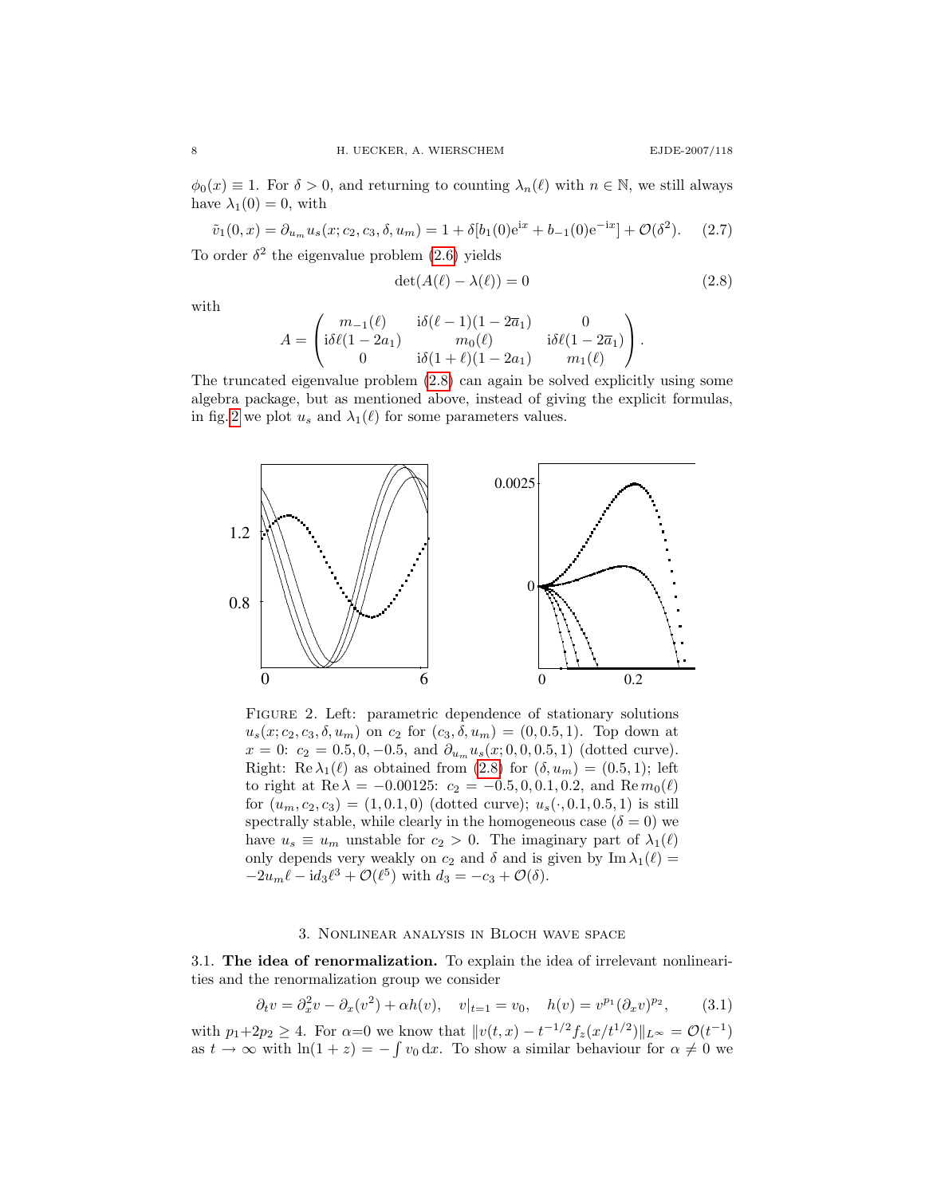$\phi_0(x) \equiv 1$. For $\delta > 0$, and returning to counting $\lambda_n(\ell)$ with $n \in \mathbb{N}$, we still always have $\lambda_1(0) = 0$, with

$$\tilde{v}_1(0, x) = \partial_{u_m} u_s(x; c_2, c_3, \delta, u_m) = 1 + \delta[b_1(0)e^{ix} + b_{-1}(0)e^{-ix}] + \mathcal{O}(\delta^2). \tag{2.7}$$

To order $\delta^2$ the eigenvalue problem (2.6) yields

$$\det(A(\ell) - \lambda(\ell)) = 0 \tag{2.8}$$

with

$$A = \begin{pmatrix} m_{-1}(\ell) & i\delta(\ell - 1)(1 - 2\overline{a}_1) & 0 \\ i\delta\ell(1 - 2a_1) & m_0(\ell) & i\delta\ell(1 - 2\overline{a}_1) \\ 0 & i\delta(1 + \ell)(1 - 2a_1) & m_1(\ell) \end{pmatrix}.$$

The truncated eigenvalue problem (2.8) can again be solved explicitly using some algebra package, but as mentioned above, instead of giving the explicit formulas, in fig. 2 we plot $u_s$ and $\lambda_1(\ell)$ for some parameters values.

FIGURE 2. Left: parametric dependence of stationary solutions $u_s(x; c_2, c_3, \delta, u_m)$ on $c_2$ for $(c_3, \delta, u_m) = (0, 0.5, 1)$. Top down at $x = 0$: $c_2 = 0.5, 0, -0.5$, and $\partial_{u_m} u_s(x; 0, 0, 0.5, 1)$ (dotted curve). Right: $\operatorname{Re} \lambda_1(\ell)$ as obtained from (2.8) for $(\delta, u_m) = (0.5, 1)$; left to right at $\operatorname{Re} \lambda = -0.00125$: $c_2 = -0.5, 0, 0.1, 0.2$, and $\operatorname{Re} m_0(\ell)$ for $(u_m, c_2, c_3) = (1, 0.1, 0)$ (dotted curve); $u_s(\cdot, 0.1, 0.5, 1)$ is still spectrally stable, while clearly in the homogeneous case ($\delta = 0$) we have $u_s \equiv u_m$ unstable for $c_2 > 0$. The imaginary part of $\lambda_1(\ell)$ only depends very weakly on $c_2$ and $\delta$ and is given by $\operatorname{Im} \lambda_1(\ell) = -2u_m\ell - id_3\ell^3 + \mathcal{O}(\ell^5)$ with $d_3 = -c_3 + \mathcal{O}(\delta)$.

## 3. Nonlinear analysis in Bloch wave space

### 3.1. The idea of renormalization.

To explain the idea of irrelevant nonlinearities and the renormalization group we consider

$$\partial_t v = \partial_x^2 v - \partial_x(v^2) + \alpha h(v), \quad v|_{t=1} = v_0, \quad h(v) = v^{p_1}(\partial_x v)^{p_2}, \tag{3.1}$$

with $p_1 + 2p_2 \geq 4$. For $\alpha = 0$ we know that $\|v(t, x) - t^{-1/2} f_z(x/t^{1/2})\|_{L^\infty} = \mathcal{O}(t^{-1})$ as $t \to \infty$ with $\ln(1 + z) = -\int v_0 \, dx$. To show a similar behaviour for $\alpha \neq 0$ we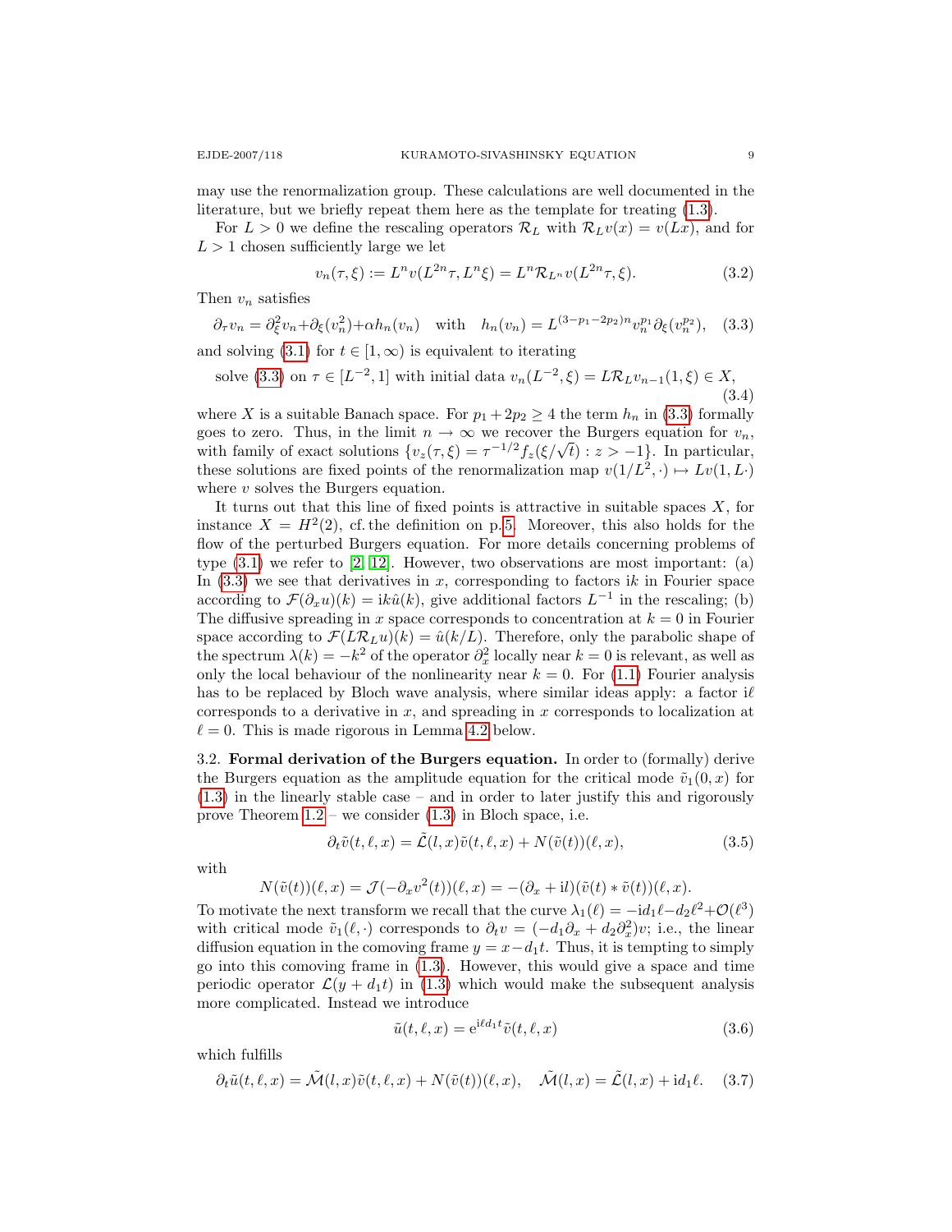may use the renormalization group. These calculations are well documented in the literature, but we briefly repeat them here as the template for treating (1.3).

For $L > 0$ we define the rescaling operators $\mathcal{R}_L$ with $\mathcal{R}_L v(x) = v(Lx)$, and for $L > 1$ chosen sufficiently large we let

$$v_n(\tau, \xi) := L^n v(L^{2n}\tau, L^n \xi) = L^n \mathcal{R}_{L^n} v(L^{2n}\tau, \xi). \tag{3.2}$$

Then $v_n$ satisfies

$$\partial_\tau v_n = \partial_\xi^2 v_n + \partial_\xi(v_n^2) + \alpha h_n(v_n) \quad \text{with} \quad h_n(v_n) = L^{(3-p_1-2p_2)n} v_n^{p_1} \partial_\xi(v_n^{p_2}), \tag{3.3}$$

and solving (3.1) for $t \in [1, \infty)$ is equivalent to iterating

$$\text{solve (3.3) on } \tau \in [L^{-2}, 1] \text{ with initial data } v_n(L^{-2}, \xi) = L\mathcal{R}_L v_{n-1}(1, \xi) \in X, \tag{3.4}$$

where $X$ is a suitable Banach space. For $p_1 + 2p_2 \geq 4$ the term $h_n$ in (3.3) formally goes to zero. Thus, in the limit $n \to \infty$ we recover the Burgers equation for $v_n$, with family of exact solutions $\{v_z(\tau, \xi) = \tau^{-1/2} f_z(\xi/\sqrt{t}) : z > -1\}$. In particular, these solutions are fixed points of the renormalization map $v(1/L^2, \cdot) \mapsto Lv(1, L\cdot)$ where $v$ solves the Burgers equation.

It turns out that this line of fixed points is attractive in suitable spaces $X$, for instance $X = H^2(2)$, cf. the definition on p. 5. Moreover, this also holds for the flow of the perturbed Burgers equation. For more details concerning problems of type (3.1) we refer to [2, 12]. However, two observations are most important: (a) In (3.3) we see that derivatives in $x$, corresponding to factors $\mathrm{i}k$ in Fourier space according to $\mathcal{F}(\partial_x u)(k) = \mathrm{i}k\hat{u}(k)$, give additional factors $L^{-1}$ in the rescaling; (b) The diffusive spreading in $x$ space corresponds to concentration at $k = 0$ in Fourier space according to $\mathcal{F}(L\mathcal{R}_L u)(k) = \hat{u}(k/L)$. Therefore, only the parabolic shape of the spectrum $\lambda(k) = -k^2$ of the operator $\partial_x^2$ locally near $k = 0$ is relevant, as well as only the local behaviour of the nonlinearity near $k = 0$. For (1.1) Fourier analysis has to be replaced by Bloch wave analysis, where similar ideas apply: a factor $\mathrm{i}\ell$ corresponds to a derivative in $x$, and spreading in $x$ corresponds to localization at $\ell = 0$. This is made rigorous in Lemma 4.2 below.

### 3.2. Formal derivation of the Burgers equation.

In order to (formally) derive the Burgers equation as the amplitude equation for the critical mode $\tilde{v}_1(0, x)$ for (1.3) in the linearly stable case – and in order to later justify this and rigorously prove Theorem 1.2 – we consider (1.3) in Bloch space, i.e.

$$\partial_t \tilde{v}(t, \ell, x) = \tilde{\mathcal{L}}(l, x)\tilde{v}(t, \ell, x) + N(\tilde{v}(t))(\ell, x), \tag{3.5}$$

with

$$N(\tilde{v}(t))(\ell, x) = \mathcal{J}(-\partial_x v^2(t))(\ell, x) = -(\partial_x + \mathrm{i}l)(\tilde{v}(t) * \tilde{v}(t))(\ell, x).$$

To motivate the next transform we recall that the curve $\lambda_1(\ell) = -\mathrm{i}d_1\ell - d_2\ell^2 + \mathcal{O}(\ell^3)$ with critical mode $\tilde{v}_1(\ell, \cdot)$ corresponds to $\partial_t v = (-d_1\partial_x + d_2\partial_x^2)v$; i.e., the linear diffusion equation in the comoving frame $y = x - d_1 t$. Thus, it is tempting to simply go into this comoving frame in (1.3). However, this would give a space and time periodic operator $\mathcal{L}(y + d_1 t)$ in (1.3) which would make the subsequent analysis more complicated. Instead we introduce

$$\tilde{u}(t, \ell, x) = \mathrm{e}^{\mathrm{i}\ell d_1 t}\tilde{v}(t, \ell, x) \tag{3.6}$$

which fulfills

$$\partial_t \tilde{u}(t, \ell, x) = \tilde{\mathcal{M}}(l, x)\tilde{v}(t, \ell, x) + N(\tilde{v}(t))(\ell, x), \quad \tilde{\mathcal{M}}(l, x) = \tilde{\mathcal{L}}(l, x) + \mathrm{i}d_1\ell. \tag{3.7}$$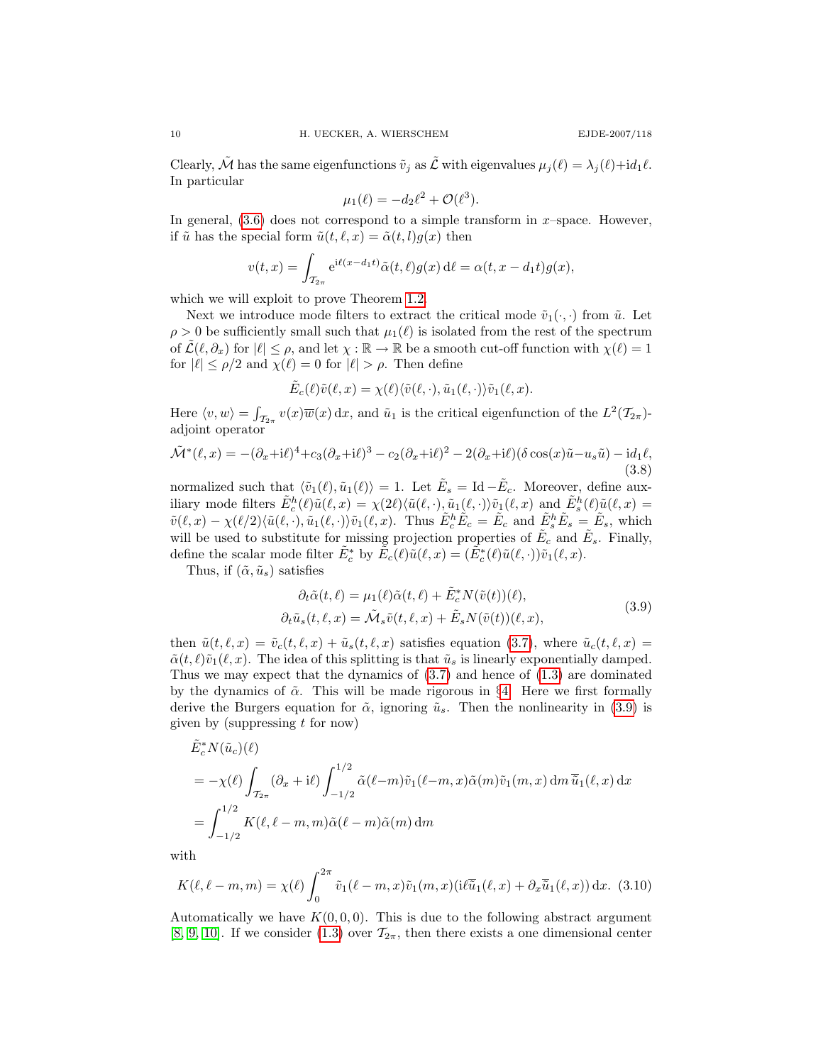Clearly, $\tilde{\mathcal{M}}$ has the same eigenfunctions $\tilde{v}_j$ as $\tilde{\mathcal{L}}$ with eigenvalues $\mu_j(\ell) = \lambda_j(\ell) + \mathrm{i}d_1\ell$. In particular

$$\mu_1(\ell) = -d_2\ell^2 + \mathcal{O}(\ell^3).$$

In general, (3.6) does not correspond to a simple transform in $x$–space. However, if $\tilde{u}$ has the special form $\tilde{u}(t,\ell,x) = \tilde{\alpha}(t,l)g(x)$ then

$$v(t,x) = \int_{\mathcal{T}_{2\pi}} \mathrm{e}^{\mathrm{i}\ell(x-d_1 t)}\tilde{\alpha}(t,\ell)g(x)\,\mathrm{d}\ell = \alpha(t,x-d_1t)g(x),$$

which we will exploit to prove Theorem 1.2.

Next we introduce mode filters to extract the critical mode $\tilde{v}_1(\cdot,\cdot)$ from $\tilde{u}$. Let $\rho > 0$ be sufficiently small such that $\mu_1(\ell)$ is isolated from the rest of the spectrum of $\tilde{\mathcal{L}}(\ell,\partial_x)$ for $|\ell| \le \rho$, and let $\chi : \mathbb{R} \to \mathbb{R}$ be a smooth cut-off function with $\chi(\ell) = 1$ for $|\ell| \le \rho/2$ and $\chi(\ell) = 0$ for $|\ell| > \rho$. Then define

$$\tilde{E}_c(\ell)\tilde{v}(\ell,x) = \chi(\ell)\langle\tilde{v}(\ell,\cdot),\tilde{u}_1(\ell,\cdot)\rangle\tilde{v}_1(\ell,x).$$

Here $\langle v,w\rangle = \int_{\mathcal{T}_{2\pi}} v(x)\overline{w}(x)\,\mathrm{d}x$, and $\tilde{u}_1$ is the critical eigenfunction of the $L^2(\mathcal{T}_{2\pi})$-adjoint operator

$$\tilde{\mathcal{M}}^*(\ell,x) = -(\partial_x+\mathrm{i}\ell)^4 + c_3(\partial_x+\mathrm{i}\ell)^3 - c_2(\partial_x+\mathrm{i}\ell)^2 - 2(\partial_x+\mathrm{i}\ell)(\delta\cos(x)\tilde{u} - u_s\tilde{u}) - \mathrm{i}d_1\ell, \tag{3.8}$$

normalized such that $\langle\tilde{v}_1(\ell),\tilde{u}_1(\ell)\rangle = 1$. Let $\tilde{E}_s = \mathrm{Id} - \tilde{E}_c$. Moreover, define auxiliary mode filters $\tilde{E}_c^h(\ell)\tilde{u}(\ell,x) = \chi(2\ell)\langle\tilde{u}(\ell,\cdot),\tilde{u}_1(\ell,\cdot)\rangle\tilde{v}_1(\ell,x)$ and $\tilde{E}_s^h(\ell)\tilde{u}(\ell,x) = \tilde{v}(\ell,x) - \chi(\ell/2)\langle\tilde{u}(\ell,\cdot),\tilde{u}_1(\ell,\cdot)\rangle\tilde{v}_1(\ell,x)$. Thus $\tilde{E}_c^h\tilde{E}_c = \tilde{E}_c$ and $\tilde{E}_s^h\tilde{E}_s = \tilde{E}_s$, which will be used to substitute for missing projection properties of $\tilde{E}_c$ and $\tilde{E}_s$. Finally, define the scalar mode filter $\tilde{E}_c^*$ by $\tilde{E}_c(\ell)\tilde{u}(\ell,x) = (\tilde{E}_c^*(\ell)\tilde{u}(\ell,\cdot))\tilde{v}_1(\ell,x)$.

Thus, if $(\tilde{\alpha},\tilde{u}_s)$ satisfies

$$\begin{aligned}
\partial_t\tilde{\alpha}(t,\ell) &= \mu_1(\ell)\tilde{\alpha}(t,\ell) + \tilde{E}_c^* N(\tilde{v}(t))(\ell),\\
\partial_t\tilde{u}_s(t,\ell,x) &= \tilde{\mathcal{M}}_s\tilde{v}(t,\ell,x) + \tilde{E}_s N(\tilde{v}(t))(\ell,x),
\end{aligned}\tag{3.9}$$

then $\tilde{u}(t,\ell,x) = \tilde{v}_c(t,\ell,x) + \tilde{u}_s(t,\ell,x)$ satisfies equation (3.7), where $\tilde{u}_c(t,\ell,x) = \tilde{\alpha}(t,\ell)\tilde{v}_1(\ell,x)$. The idea of this splitting is that $\tilde{u}_s$ is linearly exponentially damped. Thus we may expect that the dynamics of (3.7) and hence of (1.3) are dominated by the dynamics of $\tilde{\alpha}$. This will be made rigorous in §4. Here we first formally derive the Burgers equation for $\tilde{\alpha}$, ignoring $\tilde{u}_s$. Then the nonlinearity in (3.9) is given by (suppressing $t$ for now)

$$\begin{aligned}
&\tilde{E}_c^* N(\tilde{u}_c)(\ell)\\
&= -\chi(\ell)\int_{\mathcal{T}_{2\pi}}(\partial_x+\mathrm{i}\ell)\int_{-1/2}^{1/2}\tilde{\alpha}(\ell-m)\tilde{v}_1(\ell-m,x)\tilde{\alpha}(m)\tilde{v}_1(m,x)\,\mathrm{d}m\,\overline{\tilde{u}}_1(\ell,x)\,\mathrm{d}x\\
&= \int_{-1/2}^{1/2} K(\ell,\ell-m,m)\tilde{\alpha}(\ell-m)\tilde{\alpha}(m)\,\mathrm{d}m
\end{aligned}$$

with

$$K(\ell,\ell-m,m) = \chi(\ell)\int_0^{2\pi}\tilde{v}_1(\ell-m,x)\tilde{v}_1(m,x)(\mathrm{i}\ell\overline{\tilde{u}}_1(\ell,x) + \partial_x\overline{\tilde{u}}_1(\ell,x))\,\mathrm{d}x. \tag{3.10}$$

Automatically we have $K(0,0,0)$. This is due to the following abstract argument [8, 9, 10]. If we consider (1.3) over $\mathcal{T}_{2\pi}$, then there exists a one dimensional center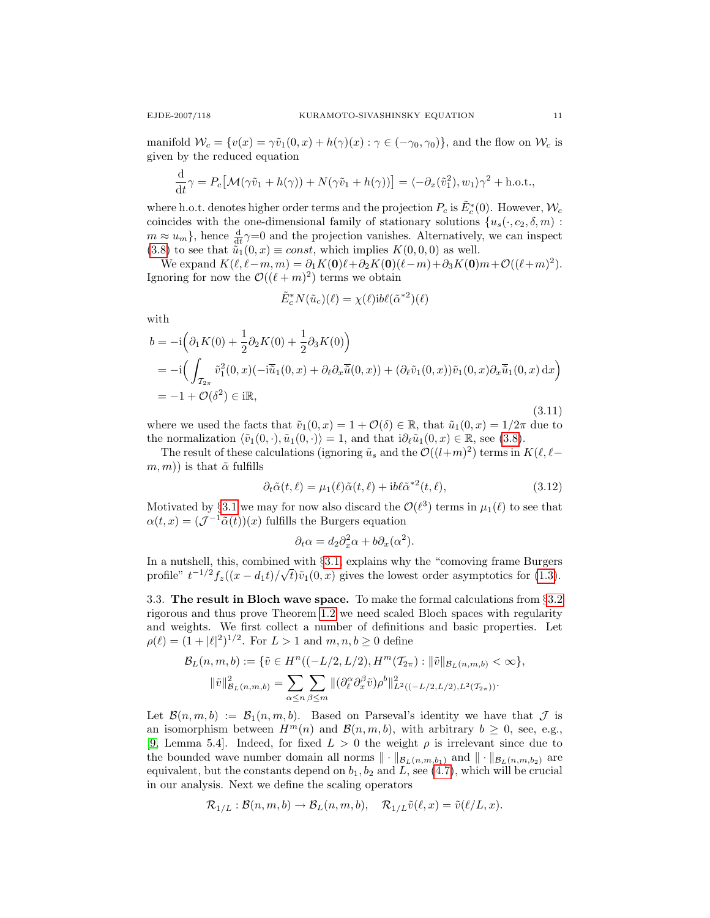manifold $\mathcal{W}_c = \{v(x) = \gamma\tilde{v}_1(0,x) + h(\gamma)(x) : \gamma \in (-\gamma_0, \gamma_0)\}$, and the flow on $\mathcal{W}_c$ is given by the reduced equation

$$\frac{\mathrm{d}}{\mathrm{d}t}\gamma = P_c\big[\mathcal{M}(\gamma\tilde{v}_1 + h(\gamma)) + N(\gamma\tilde{v}_1 + h(\gamma))\big] = \langle -\partial_x(\tilde{v}_1^2), w_1\rangle\gamma^2 + \text{h.o.t.},$$

where h.o.t. denotes higher order terms and the projection $P_c$ is $\tilde{E}_c^*(0)$. However, $\mathcal{W}_c$ coincides with the one-dimensional family of stationary solutions $\{u_s(\cdot, c_2, \delta, m) : m \approx u_m\}$, hence $\frac{\mathrm{d}}{\mathrm{d}t}\gamma{=}0$ and the projection vanishes. Alternatively, we can inspect (3.8) to see that $\tilde{u}_1(0,x) \equiv const$, which implies $K(0,0,0)$ as well.

We expand $K(\ell, \ell-m, m) = \partial_1 K(\mathbf{0})\ell + \partial_2 K(\mathbf{0})(\ell-m) + \partial_3 K(\mathbf{0})m + \mathcal{O}((\ell+m)^2)$. Ignoring for now the $\mathcal{O}((\ell+m)^2)$ terms we obtain

$$\tilde{E}_c^* N(\tilde{u}_c)(\ell) = \chi(\ell)\mathrm{i}b\ell(\tilde{\alpha}^{*2})(\ell)$$

with

$$\begin{aligned}
b &= -\mathrm{i}\Big(\partial_1 K(0) + \frac{1}{2}\partial_2 K(0) + \frac{1}{2}\partial_3 K(0)\Big) \\
&= -\mathrm{i}\Big(\int_{\mathcal{T}_{2\pi}} \tilde{v}_1^2(0,x)(-\mathrm{i}\overline{\tilde{u}}_1(0,x) + \partial_\ell\partial_x\overline{\tilde{u}}(0,x)) + (\partial_\ell\tilde{v}_1(0,x))\tilde{v}_1(0,x)\partial_x\overline{\tilde{u}}_1(0,x)\,\mathrm{d}x\Big) \\
&= -1 + \mathcal{O}(\delta^2) \in \mathrm{i}\mathbb{R},
\end{aligned} \tag{3.11}$$

where we used the facts that $\tilde{v}_1(0,x) = 1 + \mathcal{O}(\delta) \in \mathbb{R}$, that $\tilde{u}_1(0,x) = 1/2\pi$ due to the normalization $\langle\tilde{v}_1(0,\cdot), \tilde{u}_1(0,\cdot)\rangle = 1$, and that $\mathrm{i}\partial_\ell\tilde{u}_1(0,x) \in \mathbb{R}$, see (3.8).

The result of these calculations (ignoring $\tilde{u}_s$ and the $\mathcal{O}((l+m)^2)$ terms in $K(\ell, \ell-m, m)$) is that $\tilde{\alpha}$ fulfills

$$\partial_t\tilde{\alpha}(t,\ell) = \mu_1(\ell)\tilde{\alpha}(t,\ell) + \mathrm{i}b\ell\tilde{\alpha}^{*2}(t,\ell), \tag{3.12}$$

Motivated by §3.1 we may for now also discard the $\mathcal{O}(\ell^3)$ terms in $\mu_1(\ell)$ to see that $\alpha(t,x) = (\mathcal{J}^{-1}\tilde{\alpha}(t))(x)$ fulfills the Burgers equation

$$\partial_t\alpha = d_2\partial_x^2\alpha + b\partial_x(\alpha^2).$$

In a nutshell, this, combined with §3.1, explains why the "comoving frame Burgers profile" $t^{-1/2}f_z((x-d_1t)/\sqrt{t})\tilde{v}_1(0,x)$ gives the lowest order asymptotics for (1.3).

## 3.3. The result in Bloch wave space.

To make the formal calculations from §3.2 rigorous and thus prove Theorem 1.2 we need scaled Bloch spaces with regularity and weights. We first collect a number of definitions and basic properties. Let $\rho(\ell) = (1+|\ell|^2)^{1/2}$. For $L > 1$ and $m, n, b \geq 0$ define

$$\mathcal{B}_L(n,m,b) := \{\tilde{v} \in H^n((-L/2, L/2), H^m(\mathcal{T}_{2\pi}) : \|\tilde{v}\|_{\mathcal{B}_L(n,m,b)} < \infty\},$$
$$\|\tilde{v}\|^2_{\mathcal{B}_L(n,m,b)} = \sum_{\alpha\leq n}\sum_{\beta\leq m}\|(\partial_\ell^\alpha\partial_x^\beta\tilde{v})\rho^b\|^2_{L^2((-L/2,L/2),L^2(\mathcal{T}_{2\pi}))}.$$

Let $\mathcal{B}(n,m,b) := \mathcal{B}_1(n,m,b)$. Based on Parseval's identity we have that $\mathcal{J}$ is an isomorphism between $H^m(n)$ and $\mathcal{B}(n,m,b)$, with arbitrary $b \geq 0$, see, e.g., [9, Lemma 5.4]. Indeed, for fixed $L > 0$ the weight $\rho$ is irrelevant since due to the bounded wave number domain all norms $\|\cdot\|_{\mathcal{B}_L(n,m,b_1)}$ and $\|\cdot\|_{\mathcal{B}_L(n,m,b_2)}$ are equivalent, but the constants depend on $b_1, b_2$ and $L$, see (4.7), which will be crucial in our analysis. Next we define the scaling operators

$$\mathcal{R}_{1/L} : \mathcal{B}(n,m,b) \to \mathcal{B}_L(n,m,b), \quad \mathcal{R}_{1/L}\tilde{v}(\ell,x) = \tilde{v}(\ell/L, x).$$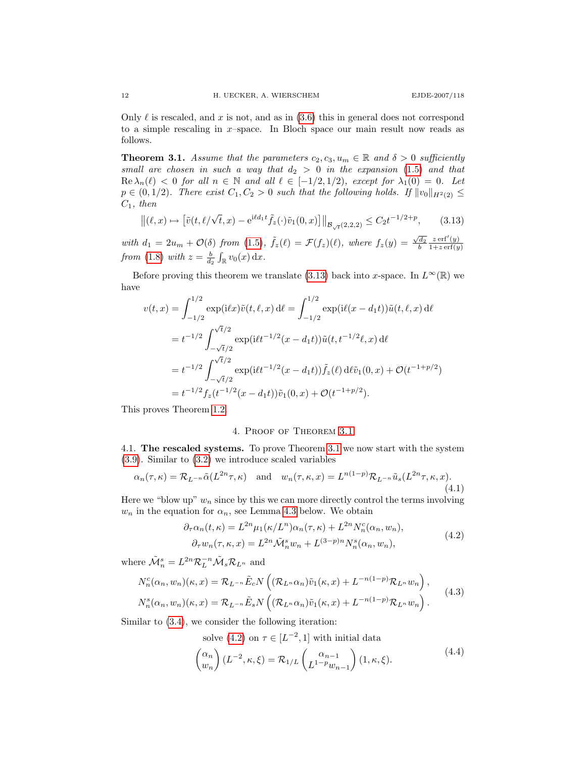Only $\ell$ is rescaled, and $x$ is not, and as in (3.6) this in general does not correspond to a simple rescaling in $x$–space. In Bloch space our main result now reads as follows.

**Theorem 3.1.** *Assume that the parameters $c_2, c_3, u_m \in \mathbb{R}$ and $\delta > 0$ sufficiently small are chosen in such a way that $d_2 > 0$ in the expansion (1.5) and that $\operatorname{Re}\lambda_n(\ell) < 0$ for all $n \in \mathbb{N}$ and all $\ell \in [-1/2, 1/2)$, except for $\lambda_1(0) = 0$. Let $p \in (0, 1/2)$. There exist $C_1, C_2 > 0$ such that the following holds. If $\|v_0\|_{H^2(2)} \le C_1$, then*

$$\big\|(\ell, x) \mapsto \big[\tilde{v}(t, \ell/\sqrt{t}, x) - e^{i\ell d_1 t}\tilde{f}_z(\cdot)\tilde{v}_1(0, x)\big]\big\|_{\mathcal{B}_{\sqrt{t}}(2,2,2)} \le C_2 t^{-1/2+p}, \tag{3.13}$$

*with $d_1 = 2u_m + \mathcal{O}(\delta)$ from (1.5), $\tilde{f}_z(\ell) = \mathcal{F}(f_z)(\ell)$, where $f_z(y) = \frac{\sqrt{d_2}}{b}\frac{z\,\mathrm{erf}'(y)}{1+z\,\mathrm{erf}(y)}$ from (1.8) with $z = \frac{b}{d_2}\int_{\mathbb{R}} v_0(x)\,dx$.*

Before proving this theorem we translate (3.13) back into $x$-space. In $L^\infty(\mathbb{R})$ we have

$$\begin{aligned}
v(t, x) &= \int_{-1/2}^{1/2} \exp(i\ell x)\tilde{v}(t, \ell, x)\,d\ell = \int_{-1/2}^{1/2} \exp(i\ell(x - d_1 t))\tilde{u}(t, \ell, x)\,d\ell \\
&= t^{-1/2}\int_{-\sqrt{t}/2}^{\sqrt{t}/2} \exp(i\ell t^{-1/2}(x - d_1 t))\tilde{u}(t, t^{-1/2}\ell, x)\,d\ell \\
&= t^{-1/2}\int_{-\sqrt{t}/2}^{\sqrt{t}/2} \exp(i\ell t^{-1/2}(x - d_1 t))\tilde{f}_z(\ell)\,d\ell\,\tilde{v}_1(0, x) + \mathcal{O}(t^{-1+p/2}) \\
&= t^{-1/2} f_z(t^{-1/2}(x - d_1 t))\tilde{v}_1(0, x) + \mathcal{O}(t^{-1+p/2}).
\end{aligned}$$

This proves Theorem 1.2.

## 4. Proof of Theorem 3.1

**4.1. The rescaled systems.** To prove Theorem 3.1 we now start with the system (3.9). Similar to (3.2) we introduce scaled variables

$$\alpha_n(\tau, \kappa) = \mathcal{R}_{L^{-n}}\tilde{\alpha}(L^{2n}\tau, \kappa) \quad \text{and} \quad w_n(\tau, \kappa, x) = L^{n(1-p)}\mathcal{R}_{L^{-n}}\tilde{u}_s(L^{2n}\tau, \kappa, x). \tag{4.1}$$

Here we "blow up" $w_n$ since by this we can more directly control the terms involving $w_n$ in the equation for $\alpha_n$, see Lemma 4.3 below. We obtain

$$\begin{aligned}
\partial_\tau \alpha_n(t, \kappa) &= L^{2n}\mu_1(\kappa/L^n)\alpha_n(\tau, \kappa) + L^{2n}N_n^c(\alpha_n, w_n), \\
\partial_\tau w_n(\tau, \kappa, x) &= L^{2n}\tilde{\mathcal{M}}_n^s w_n + L^{(3-p)n}N_n^s(\alpha_n, w_n),
\end{aligned} \tag{4.2}$$

where $\tilde{\mathcal{M}}_n^s = L^{2n}\mathcal{R}_L^{-n}\tilde{\mathcal{M}}_s\mathcal{R}_{L^n}$ and

$$\begin{aligned}
N_n^c(\alpha_n, w_n)(\kappa, x) &= \mathcal{R}_{L^{-n}}\tilde{E}_c N\Big((\mathcal{R}_{L^n}\alpha_n)\tilde{v}_1(\kappa, x) + L^{-n(1-p)}\mathcal{R}_{L^n}w_n\Big), \\
N_n^s(\alpha_n, w_n)(\kappa, x) &= \mathcal{R}_{L^{-n}}\tilde{E}_s N\Big((\mathcal{R}_{L^n}\alpha_n)\tilde{v}_1(\kappa, x) + L^{-n(1-p)}\mathcal{R}_{L^n}w_n\Big).
\end{aligned} \tag{4.3}$$

Similar to (3.4), we consider the following iteration:

$$\begin{gathered}
\text{solve (4.2) on } \tau \in [L^{-2}, 1] \text{ with initial data} \\
\begin{pmatrix} \alpha_n \\ w_n \end{pmatrix}(L^{-2}, \kappa, \xi) = \mathcal{R}_{1/L}\begin{pmatrix} \alpha_{n-1} \\ L^{1-p}w_{n-1} \end{pmatrix}(1, \kappa, \xi).
\end{gathered} \tag{4.4}$$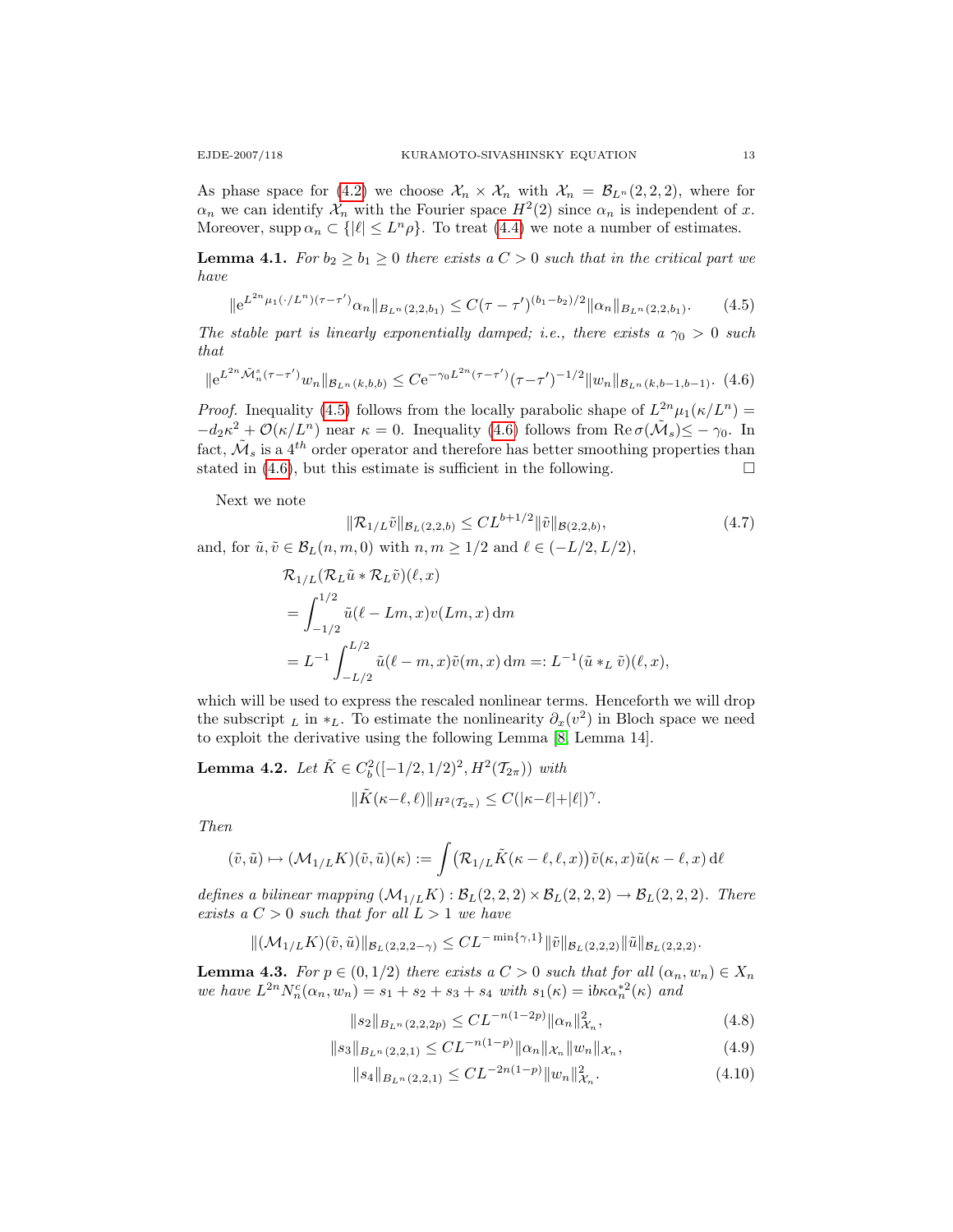As phase space for (4.2) we choose $\mathcal{X}_n \times \mathcal{X}_n$ with $\mathcal{X}_n = \mathcal{B}_{L^n}(2,2,2)$, where for $\alpha_n$ we can identify $\mathcal{X}_n$ with the Fourier space $H^2(2)$ since $\alpha_n$ is independent of $x$. Moreover, $\operatorname{supp} \alpha_n \subset \{|\ell| \le L^n \rho\}$. To treat (4.4) we note a number of estimates.

**Lemma 4.1.** *For $b_2 \ge b_1 \ge 0$ there exists a $C > 0$ such that in the critical part we have*

$$\|e^{L^{2n}\mu_1(\cdot/L^n)(\tau-\tau')}\alpha_n\|_{B_{L^n}(2,2,b_1)} \le C(\tau-\tau')^{(b_1-b_2)/2}\|\alpha_n\|_{B_{L^n}(2,2,b_1)}. \tag{4.5}$$

*The stable part is linearly exponentially damped; i.e., there exists a $\gamma_0 > 0$ such that*

$$\|e^{L^{2n}\tilde{\mathcal{M}}_n^s(\tau-\tau')}w_n\|_{\mathcal{B}_{L^n}(k,b,b)} \le Ce^{-\gamma_0 L^{2n}(\tau-\tau')}(\tau-\tau')^{-1/2}\|w_n\|_{\mathcal{B}_{L^n}(k,b-1,b-1)}. \tag{4.6}$$

*Proof.* Inequality (4.5) follows from the locally parabolic shape of $L^{2n}\mu_1(\kappa/L^n) = -d_2\kappa^2 + \mathcal{O}(\kappa/L^n)$ near $\kappa = 0$. Inequality (4.6) follows from $\operatorname{Re}\sigma(\tilde{\mathcal{M}}_s) \le -\gamma_0$. In fact, $\tilde{\mathcal{M}}_s$ is a $4^{th}$ order operator and therefore has better smoothing properties than stated in (4.6), but this estimate is sufficient in the following. $\square$

Next we note

$$\|\mathcal{R}_{1/L}\tilde{v}\|_{\mathcal{B}_L(2,2,b)} \le CL^{b+1/2}\|\tilde{v}\|_{\mathcal{B}(2,2,b)}, \tag{4.7}$$

and, for $\tilde{u}, \tilde{v} \in \mathcal{B}_L(n,m,0)$ with $n, m \ge 1/2$ and $\ell \in (-L/2, L/2)$,

$$\begin{aligned}
&\mathcal{R}_{1/L}(\mathcal{R}_L\tilde{u} * \mathcal{R}_L\tilde{v})(\ell,x) \\
&= \int_{-1/2}^{1/2} \tilde{u}(\ell - Lm, x)v(Lm,x)\,dm \\
&= L^{-1}\int_{-L/2}^{L/2} \tilde{u}(\ell-m,x)\tilde{v}(m,x)\,dm =: L^{-1}(\tilde{u} *_L \tilde{v})(\ell,x),
\end{aligned}$$

which will be used to express the rescaled nonlinear terms. Henceforth we will drop the subscript $_L$ in $*_L$. To estimate the nonlinearity $\partial_x(v^2)$ in Bloch space we need to exploit the derivative using the following Lemma [8, Lemma 14].

**Lemma 4.2.** *Let $\tilde{K} \in C_b^2([-1/2,1/2)^2, H^2(\mathcal{T}_{2\pi}))$ with*

$$\|\tilde{K}(\kappa-\ell,\ell)\|_{H^2(\mathcal{T}_{2\pi})} \le C(|\kappa-\ell|+|\ell|)^\gamma.$$

*Then*

$$(\tilde{v},\tilde{u}) \mapsto (\mathcal{M}_{1/L}K)(\tilde{v},\tilde{u})(\kappa) := \int \big(\mathcal{R}_{1/L}\tilde{K}(\kappa-\ell,\ell,x)\big)\tilde{v}(\kappa,x)\tilde{u}(\kappa-\ell,x)\,d\ell$$

*defines a bilinear mapping $(\mathcal{M}_{1/L}K) : \mathcal{B}_L(2,2,2) \times \mathcal{B}_L(2,2,2) \to \mathcal{B}_L(2,2,2)$. There exists a $C > 0$ such that for all $L > 1$ we have*

$$\|(\mathcal{M}_{1/L}K)(\tilde{v},\tilde{u})\|_{\mathcal{B}_L(2,2,2-\gamma)} \le CL^{-\min\{\gamma,1\}}\|\tilde{v}\|_{\mathcal{B}_L(2,2,2)}\|\tilde{u}\|_{\mathcal{B}_L(2,2,2)}.$$

**Lemma 4.3.** *For $p \in (0,1/2)$ there exists a $C > 0$ such that for all $(\alpha_n, w_n) \in X_n$ we have $L^{2n}N_n^c(\alpha_n,w_n) = s_1 + s_2 + s_3 + s_4$ with $s_1(\kappa) = ib\kappa\alpha_n^{*2}(\kappa)$ and*

$$\|s_2\|_{B_{L^n}(2,2,2p)} \le CL^{-n(1-2p)}\|\alpha_n\|_{\mathcal{X}_n}^2, \tag{4.8}$$

$$\|s_3\|_{B_{L^n}(2,2,1)} \le CL^{-n(1-p)}\|\alpha_n\|_{\mathcal{X}_n}\|w_n\|_{\mathcal{X}_n}, \tag{4.9}$$

$$\|s_4\|_{B_{L^n}(2,2,1)} \le CL^{-2n(1-p)}\|w_n\|_{\mathcal{X}_n}^2. \tag{4.10}$$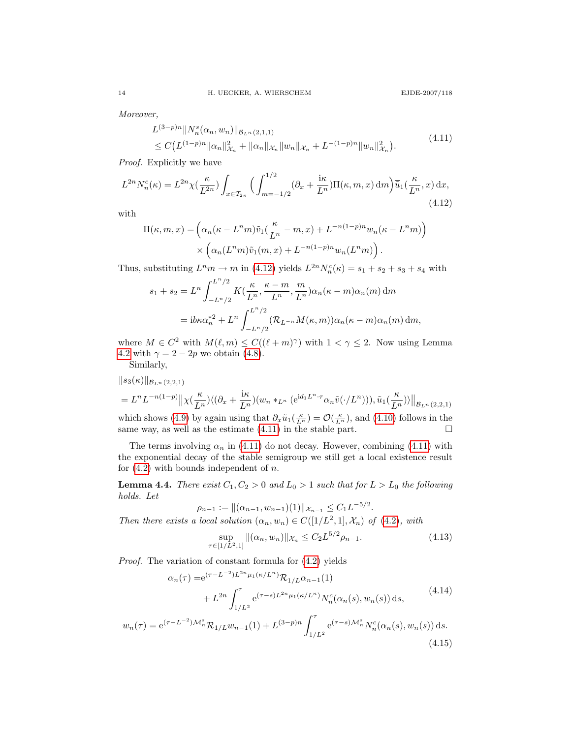*Moreover,*

$$
\begin{aligned}
&L^{(3-p)n}\|N_n^s(\alpha_n, w_n)\|_{\mathcal{B}_{L^n}(2,1,1)} \\
&\le C\big(L^{(1-p)n}\|\alpha_n\|^2_{\mathcal{X}_n} + \|\alpha_n\|_{\mathcal{X}_n}\|w_n\|_{\mathcal{X}_n} + L^{-(1-p)n}\|w_n\|^2_{\mathcal{X}_n}\big).
\end{aligned}
\tag{4.11}
$$

*Proof.* Explicitly we have

$$
L^{2n}N_n^c(\kappa) = L^{2n}\chi(\frac{\kappa}{L^{2n}})\int_{x\in\mathcal{T}_{2\pi}}\Big(\int_{m=-1/2}^{1/2}(\partial_x + \frac{\mathrm{i}\kappa}{L^n})\Pi(\kappa,m,x)\,\mathrm{d}m\Big)\overline{\tilde{u}}_1(\frac{\kappa}{L^n},x)\,\mathrm{d}x,
\tag{4.12}
$$

with

$$
\begin{aligned}
\Pi(\kappa,m,x) = &\Big(\alpha_n(\kappa - L^n m)\tilde{v}_1(\frac{\kappa}{L^n}-m,x) + L^{-n(1-p)n}w_n(\kappa - L^n m)\Big)\\
&\times\Big(\alpha_n(L^n m)\tilde{v}_1(m,x) + L^{-n(1-p)n}w_n(L^n m)\Big).
\end{aligned}
$$

Thus, substituting $L^n m \to m$ in (4.12) yields $L^{2n}N_n^c(\kappa) = s_1+s_2+s_3+s_4$ with

$$
\begin{aligned}
s_1+s_2 &= L^n\int_{-L^n/2}^{L^n/2} K(\frac{\kappa}{L^n},\frac{\kappa-m}{L^n},\frac{m}{L^n})\alpha_n(\kappa-m)\alpha_n(m)\,\mathrm{d}m\\
&= \mathrm{i}b\kappa\alpha_n^{*2} + L^n\int_{-L^n/2}^{L^n/2}(\mathcal{R}_{L^{-n}}M(\kappa,m))\alpha_n(\kappa-m)\alpha_n(m)\,\mathrm{d}m,
\end{aligned}
$$

where $M\in C^2$ with $M(\ell,m)\le C((\ell+m)^\gamma)$ with $1<\gamma\le 2$. Now using Lemma 4.2 with $\gamma = 2-2p$ we obtain (4.8).

Similarly,

$$
\begin{aligned}
&\|s_3(\kappa)\|_{\mathcal{B}_{L^n}(2,2,1)}\\
&= L^n L^{-n(1-p)}\big\|\chi(\frac{\kappa}{L^n})\langle(\partial_x + \frac{\mathrm{i}\kappa}{L^n})(w_n *_{L^n}(\mathrm{e}^{\mathrm{i}d_1 L^n\cdot\tau}\alpha_n\tilde{v}(\cdot/L^n))),\tilde{u}_1(\frac{\kappa}{L^n})\rangle\big\|_{\mathcal{B}_{L^n}(2,2,1)}
\end{aligned}
$$

which shows (4.9) by again using that $\partial_x\tilde{u}_1(\frac{\kappa}{L^n}) = \mathcal{O}(\frac{\kappa}{L^n})$, and (4.10) follows in the same way, as well as the estimate (4.11) in the stable part. $\square$

The terms involving $\alpha_n$ in (4.11) do not decay. However, combining (4.11) with the exponential decay of the stable semigroup we still get a local existence result for (4.2) with bounds independent of $n$.

**Lemma 4.4.** *There exist $C_1, C_2 > 0$ and $L_0 > 1$ such that for $L > L_0$ the following holds. Let*

$$
\rho_{n-1} := \|(\alpha_{n-1}, w_{n-1})(1)\|_{\mathcal{X}_{n-1}} \le C_1 L^{-5/2}.
$$

*Then there exists a local solution $(\alpha_n, w_n)\in C([1/L^2,1],\mathcal{X}_n)$ of (4.2), with*

$$
\sup_{\tau\in[1/L^2,1]}\|(\alpha_n,w_n)\|_{\mathcal{X}_n} \le C_2 L^{5/2}\rho_{n-1}.
\tag{4.13}
$$

*Proof.* The variation of constant formula for (4.2) yields

$$
\begin{aligned}
\alpha_n(\tau) =&\mathrm{e}^{(\tau-L^{-2})L^{2n}\mu_1(\kappa/L^n)}\mathcal{R}_{1/L}\alpha_{n-1}(1)\\
&+ L^{2n}\int_{1/L^2}^{\tau}\mathrm{e}^{(\tau-s)L^{2n}\mu_1(\kappa/L^n)}N_n^c(\alpha_n(s),w_n(s))\,\mathrm{d}s,
\end{aligned}
\tag{4.14}
$$

$$
w_n(\tau) = \mathrm{e}^{(\tau-L^{-2})\mathcal{M}_n^s}\mathcal{R}_{1/L}w_{n-1}(1) + L^{(3-p)n}\int_{1/L^2}^{\tau}\mathrm{e}^{(\tau-s)\mathcal{M}_n^s}N_n^c(\alpha_n(s),w_n(s))\,\mathrm{d}s.
\tag{4.15}
$$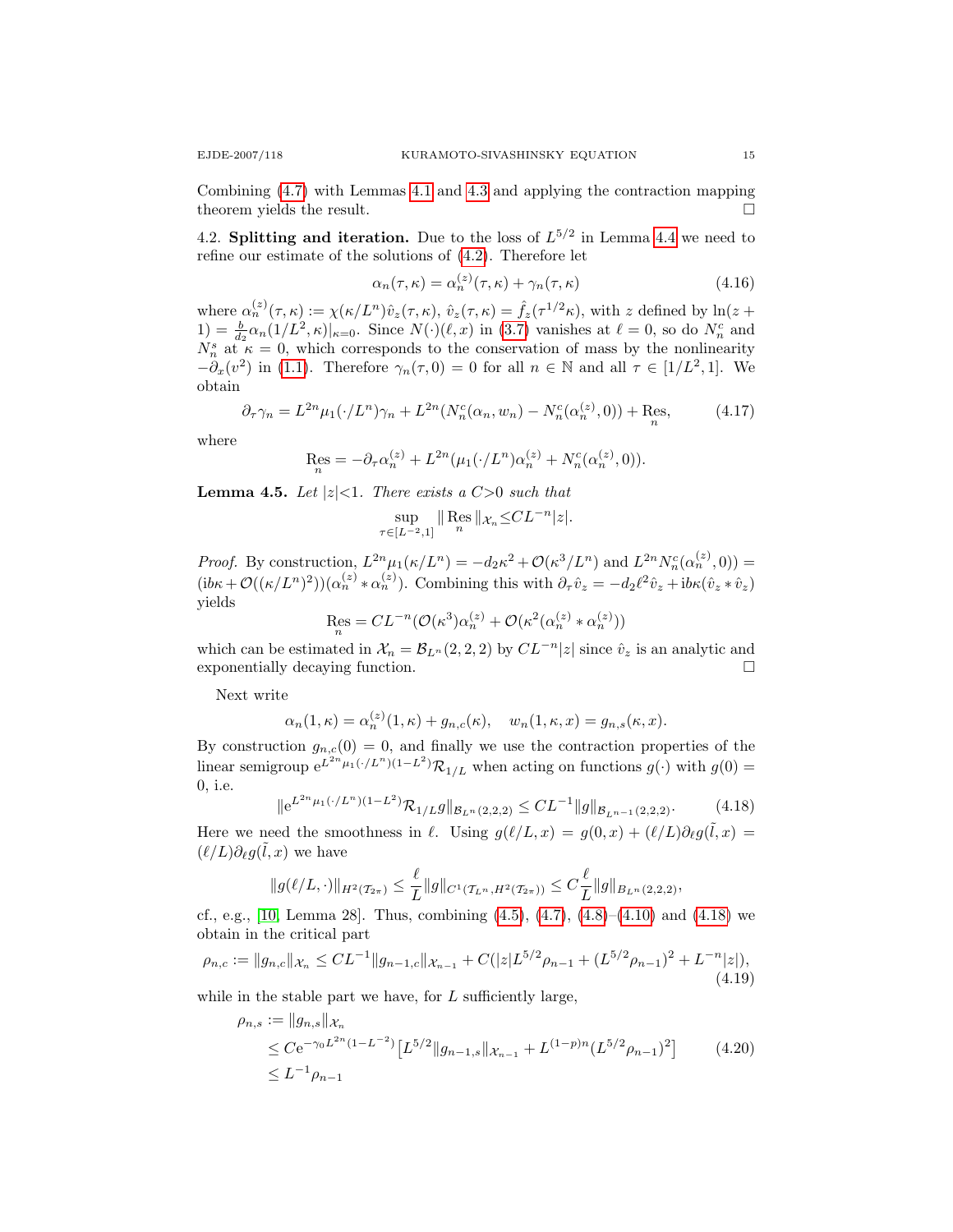Combining (4.7) with Lemmas 4.1 and 4.3 and applying the contraction mapping theorem yields the result. $\square$

4.2. **Splitting and iteration.** Due to the loss of $L^{5/2}$ in Lemma 4.4 we need to refine our estimate of the solutions of (4.2). Therefore let

$$\alpha_n(\tau,\kappa) = \alpha_n^{(z)}(\tau,\kappa) + \gamma_n(\tau,\kappa) \tag{4.16}$$

where $\alpha_n^{(z)}(\tau,\kappa) := \chi(\kappa/L^n)\hat{v}_z(\tau,\kappa)$, $\hat{v}_z(\tau,\kappa) = \hat{f}_z(\tau^{1/2}\kappa)$, with $z$ defined by $\ln(z+1) = \frac{b}{d_2}\alpha_n(1/L^2,\kappa)|_{\kappa=0}$. Since $N(\cdot)(\ell,x)$ in (3.7) vanishes at $\ell = 0$, so do $N_n^c$ and $N_n^s$ at $\kappa = 0$, which corresponds to the conservation of mass by the nonlinearity $-\partial_x(v^2)$ in (1.1). Therefore $\gamma_n(\tau,0) = 0$ for all $n \in \mathbb{N}$ and all $\tau \in [1/L^2, 1]$. We obtain

$$\partial_\tau \gamma_n = L^{2n}\mu_1(\cdot/L^n)\gamma_n + L^{2n}(N_n^c(\alpha_n, w_n) - N_n^c(\alpha_n^{(z)}, 0)) + \operatorname*{Res}_n, \tag{4.17}$$

where

$$\operatorname*{Res}_n = -\partial_\tau \alpha_n^{(z)} + L^{2n}(\mu_1(\cdot/L^n)\alpha_n^{(z)} + N_n^c(\alpha_n^{(z)}, 0)).$$

**Lemma 4.5.** *Let $|z|<1$. There exists a $C>0$ such that*

$$\sup_{\tau\in[L^{-2},1]} \|\operatorname*{Res}_n\|_{\mathcal{X}_n} \leq CL^{-n}|z|.$$

*Proof.* By construction, $L^{2n}\mu_1(\kappa/L^n) = -d_2\kappa^2 + \mathcal{O}(\kappa^3/L^n)$ and $L^{2n}N_n^c(\alpha_n^{(z)}, 0)) = (\mathrm{i}b\kappa + \mathcal{O}((\kappa/L^n)^2))(\alpha_n^{(z)} * \alpha_n^{(z)})$. Combining this with $\partial_\tau \hat{v}_z = -d_2\ell^2\hat{v}_z + \mathrm{i}b\kappa(\hat{v}_z * \hat{v}_z)$ yields

$$\operatorname*{Res}_n = CL^{-n}(\mathcal{O}(\kappa^3)\alpha_n^{(z)} + \mathcal{O}(\kappa^2(\alpha_n^{(z)} * \alpha_n^{(z)}))$$

which can be estimated in $\mathcal{X}_n = \mathcal{B}_{L^n}(2,2,2)$ by $CL^{-n}|z|$ since $\hat{v}_z$ is an analytic and exponentially decaying function. $\square$

Next write

$$\alpha_n(1,\kappa) = \alpha_n^{(z)}(1,\kappa) + g_{n,c}(\kappa), \quad w_n(1,\kappa,x) = g_{n,s}(\kappa,x).$$

By construction $g_{n,c}(0) = 0$, and finally we use the contraction properties of the linear semigroup $\mathrm{e}^{L^{2n}\mu_1(\cdot/L^n)(1-L^2)}\mathcal{R}_{1/L}$ when acting on functions $g(\cdot)$ with $g(0) = 0$, i.e.

$$\|\mathrm{e}^{L^{2n}\mu_1(\cdot/L^n)(1-L^2)}\mathcal{R}_{1/L}g\|_{\mathcal{B}_{L^n}(2,2,2)} \leq CL^{-1}\|g\|_{\mathcal{B}_{L^{n-1}}(2,2,2)}. \tag{4.18}$$

Here we need the smoothness in $\ell$. Using $g(\ell/L,x) = g(0,x) + (\ell/L)\partial_\ell g(\tilde{l},x) = (\ell/L)\partial_\ell g(\tilde{l},x)$ we have

$$\|g(\ell/L,\cdot)\|_{H^2(\mathcal{T}_{2\pi})} \leq \frac{\ell}{L}\|g\|_{C^1(\mathcal{T}_{L^n},H^2(\mathcal{T}_{2\pi}))} \leq C\frac{\ell}{L}\|g\|_{B_{L^n}(2,2,2)},$$

cf., e.g., [10, Lemma 28]. Thus, combining (4.5), (4.7), (4.8)–(4.10) and (4.18) we obtain in the critical part

$$\rho_{n,c} := \|g_{n,c}\|_{\mathcal{X}_n} \leq CL^{-1}\|g_{n-1,c}\|_{\mathcal{X}_{n-1}} + C(|z|L^{5/2}\rho_{n-1} + (L^{5/2}\rho_{n-1})^2 + L^{-n}|z|), \tag{4.19}$$

while in the stable part we have, for $L$ sufficiently large,

$$\begin{aligned}
\rho_{n,s} &:= \|g_{n,s}\|_{\mathcal{X}_n} \\
&\leq C\mathrm{e}^{-\gamma_0 L^{2n}(1-L^{-2})}\big[L^{5/2}\|g_{n-1,s}\|_{\mathcal{X}_{n-1}} + L^{(1-p)n}(L^{5/2}\rho_{n-1})^2\big] \\
&\leq L^{-1}\rho_{n-1}
\end{aligned} \tag{4.20}$$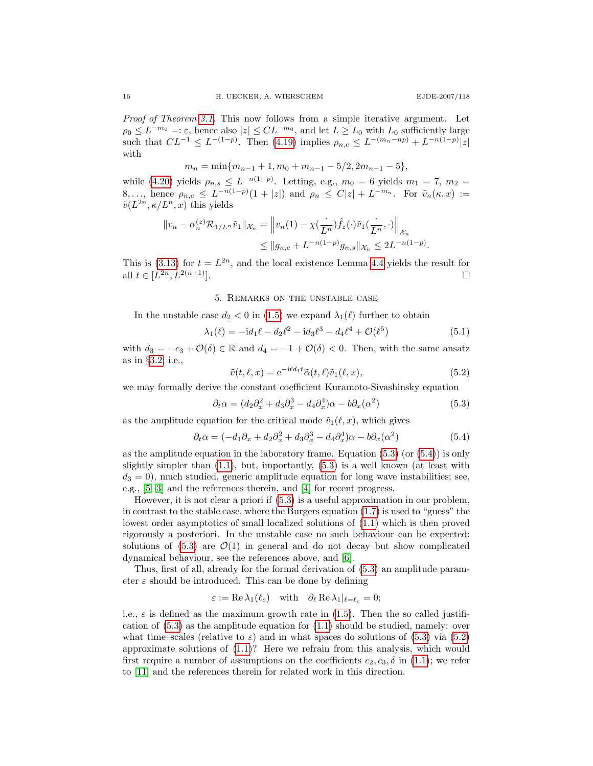*Proof of Theorem 3.1.* This now follows from a simple iterative argument. Let $\rho_0 \le L^{-m_0} =: \varepsilon$, hence also $|z| \le CL^{-m_0}$, and let $L \ge L_0$ with $L_0$ sufficiently large such that $CL^{-1} \le L^{-(1-p)}$. Then (4.19) implies $\rho_{n,c} \le L^{-(m_n - np)} + L^{-n(1-p)}|z|$ with

$$m_n = \min\{m_{n-1}+1, m_0 + m_{n-1} - 5/2, 2m_{n-1} - 5\},$$

while (4.20) yields $\rho_{n,s} \le L^{-n(1-p)}$. Letting, e.g., $m_0 = 6$ yields $m_1 = 7$, $m_2 = 8, \dots$, hence $\rho_{n,c} \le L^{-n(1-p)}(1+|z|)$ and $\rho_n \le C|z| + L^{-m_n}$. For $\tilde{v}_n(\kappa, x) := \tilde{v}(L^{2n}, \kappa/L^n, x)$ this yields

$$\begin{aligned}
\|v_n - \alpha_n^{(z)} \mathcal{R}_{1/L^n} \tilde{v}_1\|_{\mathcal{X}_n} &= \Big\| v_n(1) - \chi(\frac{\cdot}{L^n}) \hat{f}_z(\cdot) \tilde{v}_1(\frac{\cdot}{L^n}, \cdot) \Big\|_{\mathcal{X}_n} \\
&\le \|g_{n,c} + L^{-n(1-p)} g_{n,s}\|_{\mathcal{X}_n} \le 2L^{-n(1-p)}.
\end{aligned}$$

This is (3.13) for $t = L^{2n}$, and the local existence Lemma 4.4 yields the result for all $t \in [L^{2n}, L^{2(n+1)}]$. $\square$

## 5. Remarks on the unstable case

In the unstable case $d_2 < 0$ in (1.5) we expand $\lambda_1(\ell)$ further to obtain

$$\lambda_1(\ell) = -\mathrm{i}d_1\ell - d_2\ell^2 - \mathrm{i}d_3\ell^3 - d_4\ell^4 + \mathcal{O}(\ell^5) \tag{5.1}$$

with $d_3 = -c_3 + \mathcal{O}(\delta) \in \mathbb{R}$ and $d_4 = -1 + \mathcal{O}(\delta) < 0$. Then, with the same ansatz as in §3.2, i.e.,

$$\tilde{v}(t, \ell, x) = \mathrm{e}^{-\mathrm{i}\ell d_1 t} \tilde{\alpha}(t, \ell) \tilde{v}_1(\ell, x), \tag{5.2}$$

we may formally derive the constant coefficient Kuramoto-Sivashinsky equation

$$\partial_t \alpha = (d_2 \partial_x^2 + d_3 \partial_x^3 - d_4 \partial_x^4)\alpha - b\partial_x(\alpha^2) \tag{5.3}$$

as the amplitude equation for the critical mode $\tilde{v}_1(\ell, x)$, which gives

$$\partial_t \alpha = (-d_1\partial_x + d_2 \partial_x^2 + d_3 \partial_x^3 - d_4 \partial_x^4)\alpha - b\partial_x(\alpha^2) \tag{5.4}$$

as the amplitude equation in the laboratory frame. Equation (5.3) (or (5.4)) is only slightly simpler than (1.1), but, importantly, (5.3) is a well known (at least with $d_3 = 0$), much studied, generic amplitude equation for long wave instabilities; see, e.g., [5, 3] and the references therein, and [4] for recent progress.

However, it is not clear a priori if (5.3) is a useful approximation in our problem, in contrast to the stable case, where the Burgers equation (1.7) is used to "guess" the lowest order asymptotics of small localized solutions of (1.1) which is then proved rigorously a posteriori. In the unstable case no such behaviour can be expected: solutions of (5.3) are $\mathcal{O}(1)$ in general and do not decay but show complicated dynamical behaviour, see the references above, and [6].

Thus, first of all, already for the formal derivation of (5.3) an amplitude parameter $\varepsilon$ should be introduced. This can be done by defining

$$\varepsilon := \operatorname{Re}\lambda_1(\ell_c) \quad \text{with} \quad \partial_\ell \operatorname{Re}\lambda_1|_{\ell=\ell_c} = 0;$$

i.e., $\varepsilon$ is defined as the maximum growth rate in (1.5). Then the so called justification of (5.3) as the amplitude equation for (1.1) should be studied, namely: over what time–scales (relative to $\varepsilon$) and in what spaces do solutions of (5.3) via (5.2) approximate solutions of (1.1)? Here we refrain from this analysis, which would first require a number of assumptions on the coefficients $c_2, c_3, \delta$ in (1.1); we refer to [11] and the references therein for related work in this direction.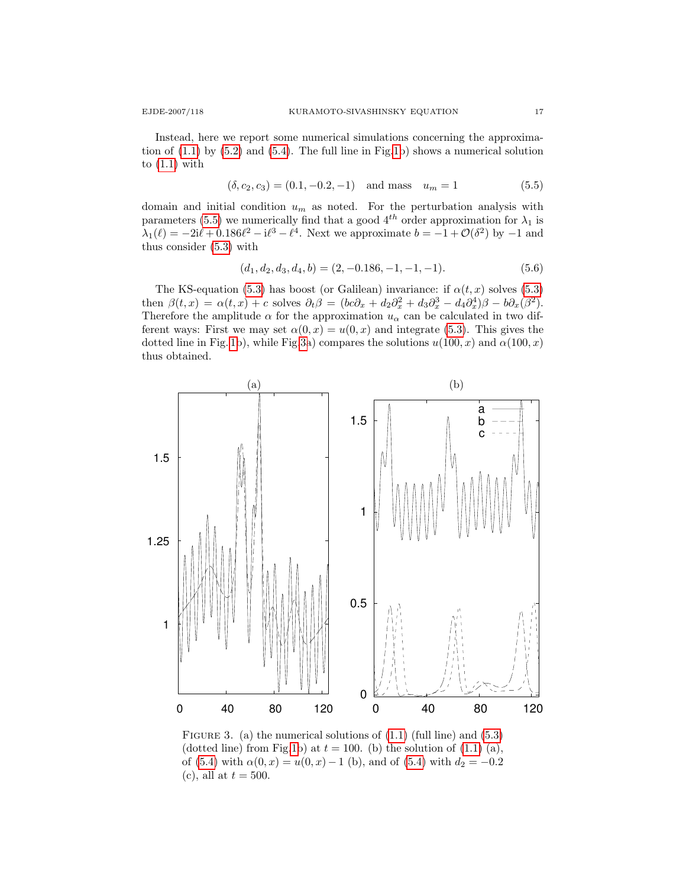Instead, here we report some numerical simulations concerning the approximation of (1.1) by (5.2) and (5.4). The full line in Fig.1b) shows a numerical solution to (1.1) with

$$(\delta, c_2, c_3) = (0.1, -0.2, -1) \quad \text{and mass} \quad u_m = 1 \tag{5.5}$$

domain and initial condition $u_m$ as noted. For the perturbation analysis with parameters (5.5) we numerically find that a good $4^{th}$ order approximation for $\lambda_1$ is $\lambda_1(\ell) = -2\mathrm{i}\ell + 0.186\ell^2 - \mathrm{i}\ell^3 - \ell^4$. Next we approximate $b = -1 + \mathcal{O}(\delta^2)$ by $-1$ and thus consider (5.3) with

$$(d_1, d_2, d_3, d_4, b) = (2, -0.186, -1, -1, -1). \tag{5.6}$$

The KS-equation (5.3) has boost (or Galilean) invariance: if $\alpha(t,x)$ solves (5.3) then $\beta(t,x) = \alpha(t,x) + c$ solves $\partial_t \beta = (bc\partial_x + d_2\partial_x^2 + d_3\partial_x^3 - d_4\partial_x^4)\beta - b\partial_x(\beta^2)$. Therefore the amplitude $\alpha$ for the approximation $u_\alpha$ can be calculated in two different ways: First we may set $\alpha(0,x) = u(0,x)$ and integrate (5.3). This gives the dotted line in Fig.1b), while Fig.3a) compares the solutions $u(100,x)$ and $\alpha(100,x)$ thus obtained.

FIGURE 3. (a) the numerical solutions of (1.1) (full line) and (5.3) (dotted line) from Fig.1b) at $t = 100$. (b) the solution of (1.1) (a), of (5.4) with $\alpha(0,x) = u(0,x) - 1$ (b), and of (5.4) with $d_2 = -0.2$ (c), all at $t = 500$.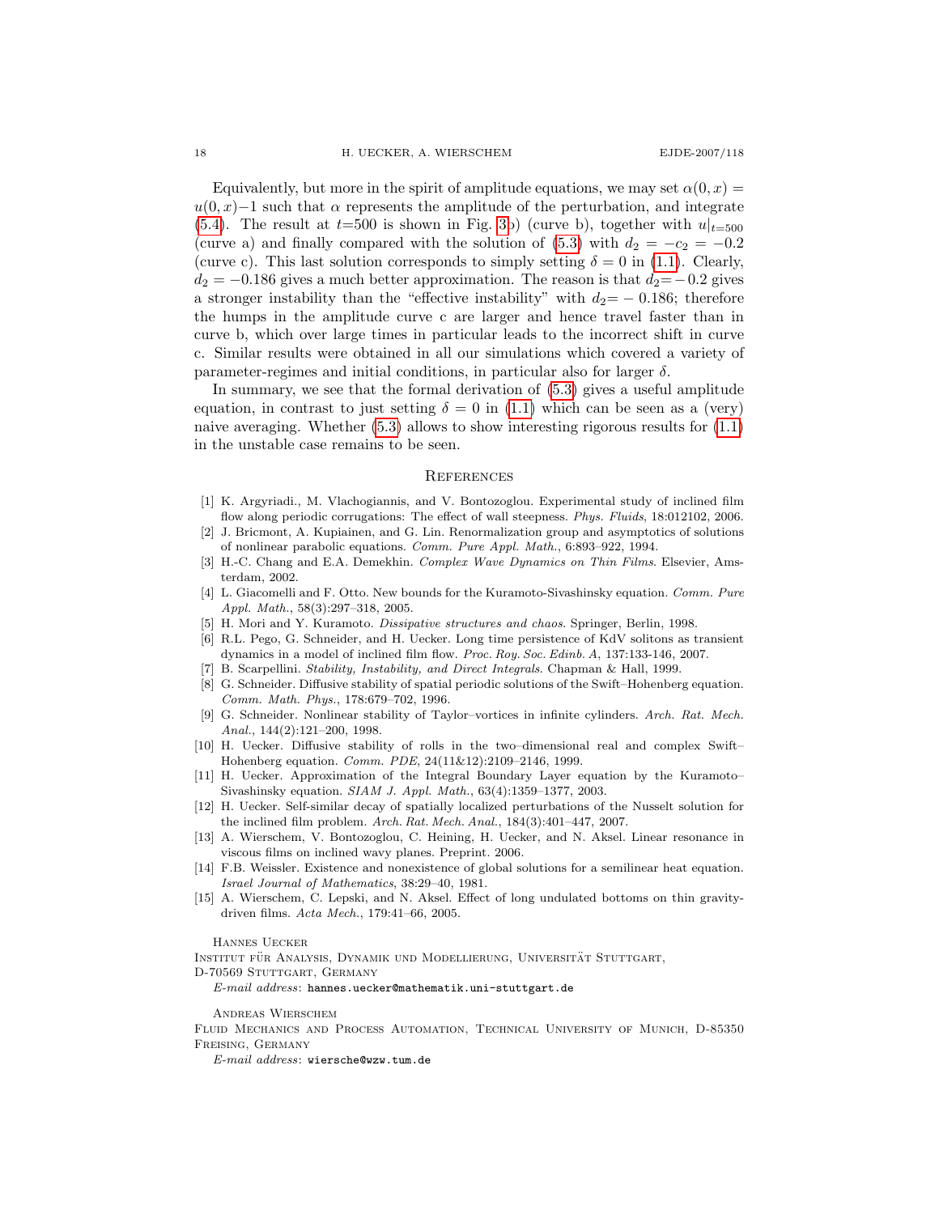Equivalently, but more in the spirit of amplitude equations, we may set $\alpha(0,x) = u(0,x) - 1$ such that $\alpha$ represents the amplitude of the perturbation, and integrate (5.4). The result at $t$=500 is shown in Fig. 3b) (curve b), together with $u|_{t=500}$ (curve a) and finally compared with the solution of (5.3) with $d_2 = -c_2 = -0.2$ (curve c). This last solution corresponds to simply setting $\delta = 0$ in (1.1). Clearly, $d_2 = -0.186$ gives a much better approximation. The reason is that $d_2 = -0.2$ gives a stronger instability than the "effective instability" with $d_2 = -0.186$; therefore the humps in the amplitude curve c are larger and hence travel faster than in curve b, which over large times in particular leads to the incorrect shift in curve c. Similar results were obtained in all our simulations which covered a variety of parameter-regimes and initial conditions, in particular also for larger $\delta$.

In summary, we see that the formal derivation of (5.3) gives a useful amplitude equation, in contrast to just setting $\delta = 0$ in (1.1) which can be seen as a (very) naive averaging. Whether (5.3) allows to show interesting rigorous results for (1.1) in the unstable case remains to be seen.

## References

[1] K. Argyriadi., M. Vlachogiannis, and V. Bontozoglou. Experimental study of inclined film flow along periodic corrugations: The effect of wall steepness. *Phys. Fluids*, 18:012102, 2006.

[2] J. Bricmont, A. Kupiainen, and G. Lin. Renormalization group and asymptotics of solutions of nonlinear parabolic equations. *Comm. Pure Appl. Math.*, 6:893–922, 1994.

[3] H.-C. Chang and E.A. Demekhin. *Complex Wave Dynamics on Thin Films*. Elsevier, Amsterdam, 2002.

[4] L. Giacomelli and F. Otto. New bounds for the Kuramoto-Sivashinsky equation. *Comm. Pure Appl. Math.*, 58(3):297–318, 2005.

[5] H. Mori and Y. Kuramoto. *Dissipative structures and chaos*. Springer, Berlin, 1998.

[6] R.L. Pego, G. Schneider, and H. Uecker. Long time persistence of KdV solitons as transient dynamics in a model of inclined film flow. *Proc. Roy. Soc. Edinb. A*, 137:133-146, 2007.

[7] B. Scarpellini. *Stability, Instability, and Direct Integrals*. Chapman & Hall, 1999.

[8] G. Schneider. Diffusive stability of spatial periodic solutions of the Swift–Hohenberg equation. *Comm. Math. Phys.*, 178:679–702, 1996.

[9] G. Schneider. Nonlinear stability of Taylor–vortices in infinite cylinders. *Arch. Rat. Mech. Anal.*, 144(2):121–200, 1998.

[10] H. Uecker. Diffusive stability of rolls in the two–dimensional real and complex Swift–Hohenberg equation. *Comm. PDE*, 24(11&12):2109–2146, 1999.

[11] H. Uecker. Approximation of the Integral Boundary Layer equation by the Kuramoto–Sivashinsky equation. *SIAM J. Appl. Math.*, 63(4):1359–1377, 2003.

[12] H. Uecker. Self-similar decay of spatially localized perturbations of the Nusselt solution for the inclined film problem. *Arch. Rat. Mech. Anal.*, 184(3):401–447, 2007.

[13] A. Wierschem, V. Bontozoglou, C. Heining, H. Uecker, and N. Aksel. Linear resonance in viscous films on inclined wavy planes. Preprint. 2006.

[14] F.B. Weissler. Existence and nonexistence of global solutions for a semilinear heat equation. *Israel Journal of Mathematics*, 38:29–40, 1981.

[15] A. Wierschem, C. Lepski, and N. Aksel. Effect of long undulated bottoms on thin gravity-driven films. *Acta Mech.*, 179:41–66, 2005.

Hannes Uecker

Institut für Analysis, Dynamik und Modellierung, Universität Stuttgart, D-70569 Stuttgart, Germany

*E-mail address*: hannes.uecker@mathematik.uni-stuttgart.de

Andreas Wierschem

Fluid Mechanics and Process Automation, Technical University of Munich, D-85350 Freising, Germany

*E-mail address*: wiersche@wzw.tum.de